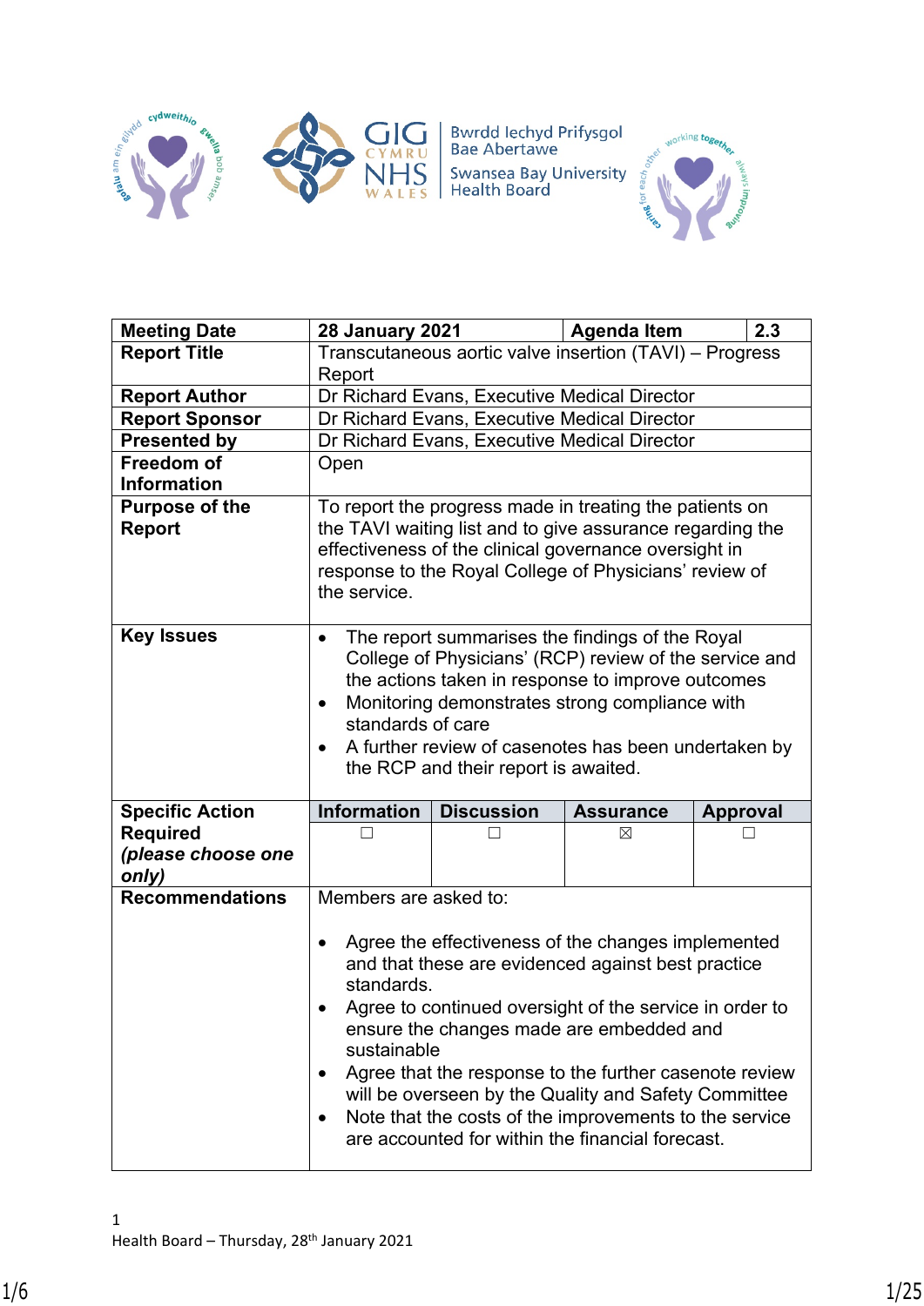| Meeting Date | 28 January 2021 | | Agenda Item | 2.3 |
|---|---|---|---|---|
| **Report Title** | Transcutaneous aortic valve insertion (TAVI) – Progress Report | | | |
| **Report Author** | Dr Richard Evans, Executive Medical Director | | | |
| **Report Sponsor** | Dr Richard Evans, Executive Medical Director | | | |
| **Presented by** | Dr Richard Evans, Executive Medical Director | | | |
| **Freedom of Information** | Open | | | |
| **Purpose of the Report** | To report the progress made in treating the patients on the TAVI waiting list and to give assurance regarding the effectiveness of the clinical governance oversight in response to the Royal College of Physicians' review of the service. | | | |
| **Key Issues** | • The report summarises the findings of the Royal College of Physicians' (RCP) review of the service and the actions taken in response to improve outcomes<br>• Monitoring demonstrates strong compliance with standards of care<br>• A further review of casenotes has been undertaken by the RCP and their report is awaited. | | | |
| **Specific Action Required *(please choose one only)*** | **Information** ☐ | **Discussion** ☐ | **Assurance** ☒ | **Approval** ☐ |
| **Recommendations** | Members are asked to:<br>• Agree the effectiveness of the changes implemented and that these are evidenced against best practice standards.<br>• Agree to continued oversight of the service in order to ensure the changes made are embedded and sustainable<br>• Agree that the response to the further casenote review will be overseen by the Quality and Safety Committee<br>• Note that the costs of the improvements to the service are accounted for within the financial forecast. | | | |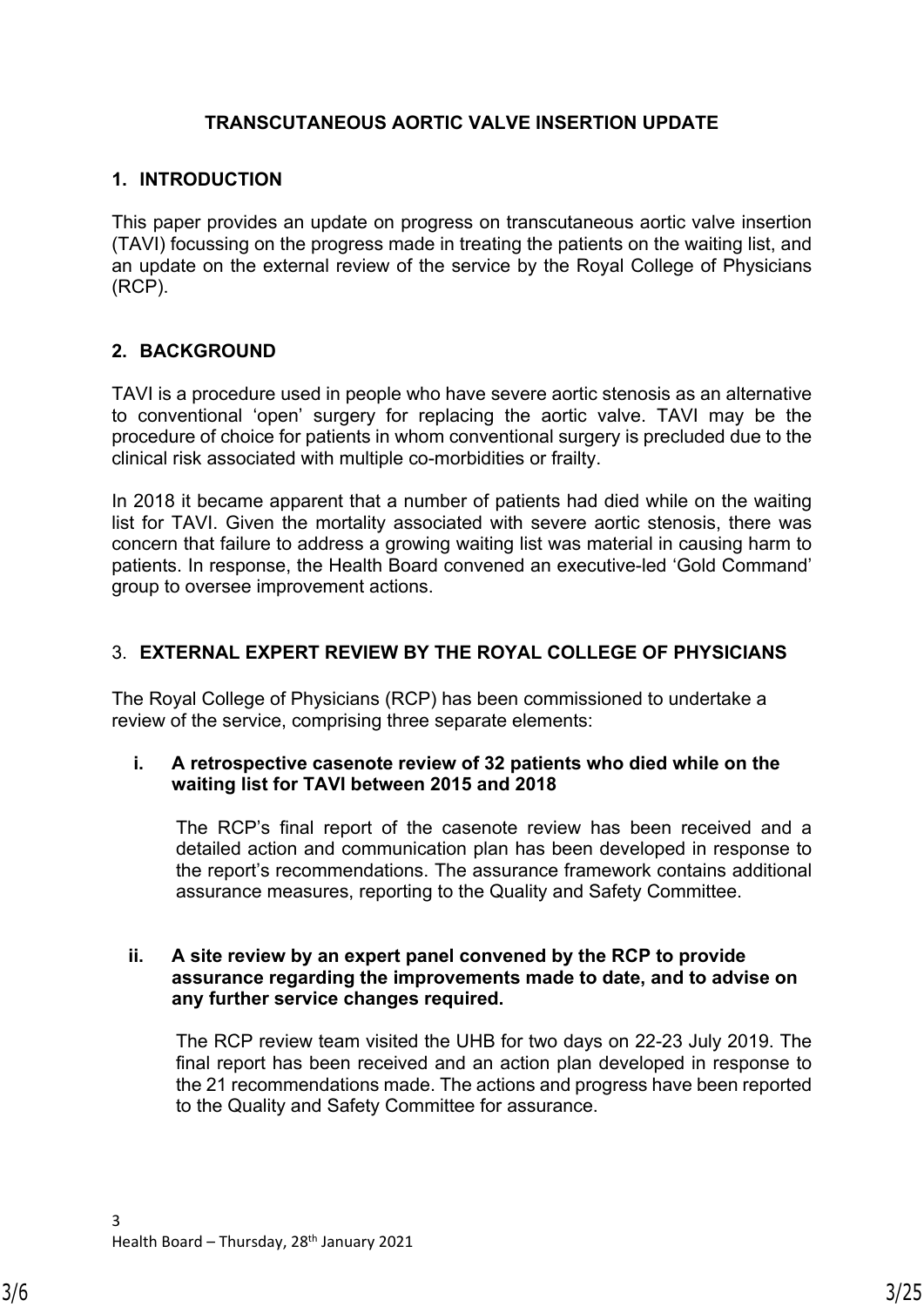# TRANSCUTANEOUS AORTIC VALVE INSERTION UPDATE

## 1. INTRODUCTION

This paper provides an update on progress on transcutaneous aortic valve insertion (TAVI) focussing on the progress made in treating the patients on the waiting list, and an update on the external review of the service by the Royal College of Physicians (RCP).

## 2. BACKGROUND

TAVI is a procedure used in people who have severe aortic stenosis as an alternative to conventional 'open' surgery for replacing the aortic valve. TAVI may be the procedure of choice for patients in whom conventional surgery is precluded due to the clinical risk associated with multiple co-morbidities or frailty.

In 2018 it became apparent that a number of patients had died while on the waiting list for TAVI. Given the mortality associated with severe aortic stenosis, there was concern that failure to address a growing waiting list was material in causing harm to patients. In response, the Health Board convened an executive-led 'Gold Command' group to oversee improvement actions.

## 3. EXTERNAL EXPERT REVIEW BY THE ROYAL COLLEGE OF PHYSICIANS

The Royal College of Physicians (RCP) has been commissioned to undertake a review of the service, comprising three separate elements:

**i. A retrospective casenote review of 32 patients who died while on the waiting list for TAVI between 2015 and 2018**

The RCP's final report of the casenote review has been received and a detailed action and communication plan has been developed in response to the report's recommendations. The assurance framework contains additional assurance measures, reporting to the Quality and Safety Committee.

**ii. A site review by an expert panel convened by the RCP to provide assurance regarding the improvements made to date, and to advise on any further service changes required.**

The RCP review team visited the UHB for two days on 22-23 July 2019. The final report has been received and an action plan developed in response to the 21 recommendations made. The actions and progress have been reported to the Quality and Safety Committee for assurance.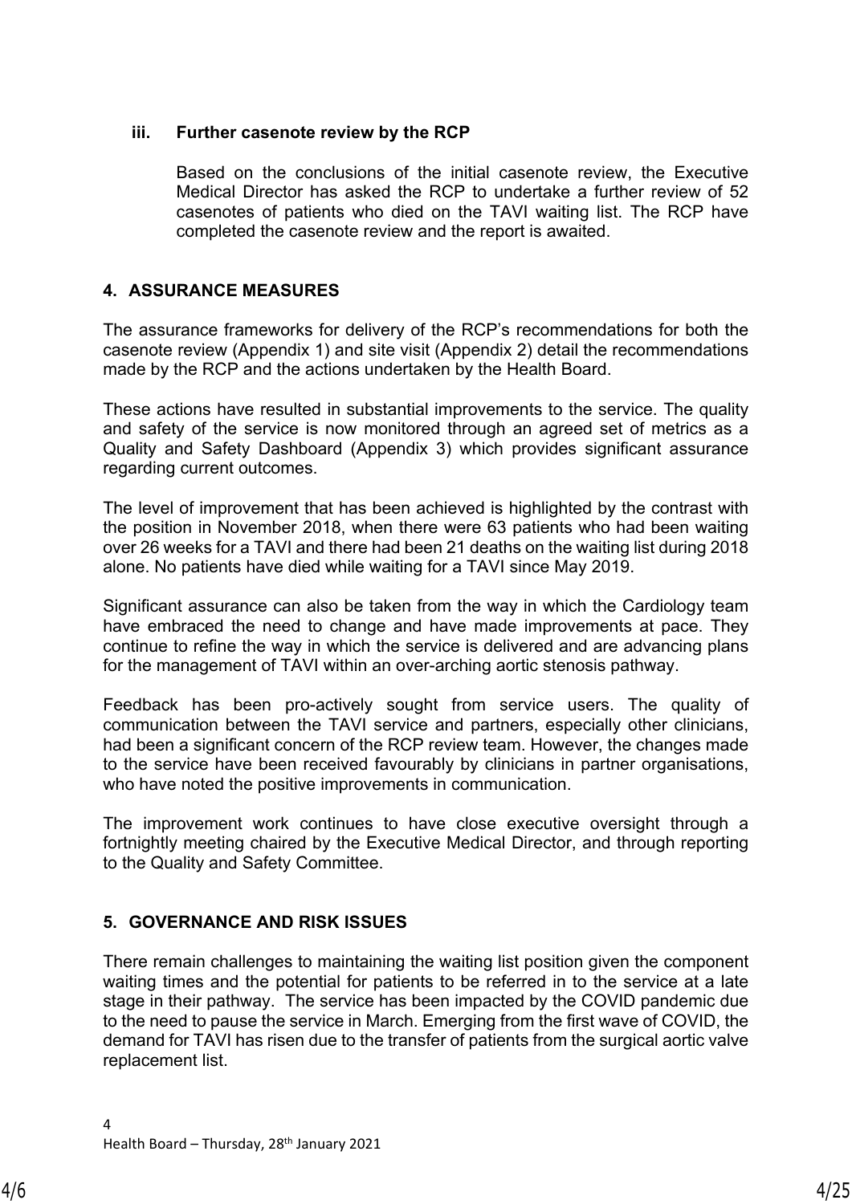### iii. Further casenote review by the RCP

Based on the conclusions of the initial casenote review, the Executive Medical Director has asked the RCP to undertake a further review of 52 casenotes of patients who died on the TAVI waiting list. The RCP have completed the casenote review and the report is awaited.

## 4. ASSURANCE MEASURES

The assurance frameworks for delivery of the RCP's recommendations for both the casenote review (Appendix 1) and site visit (Appendix 2) detail the recommendations made by the RCP and the actions undertaken by the Health Board.

These actions have resulted in substantial improvements to the service. The quality and safety of the service is now monitored through an agreed set of metrics as a Quality and Safety Dashboard (Appendix 3) which provides significant assurance regarding current outcomes.

The level of improvement that has been achieved is highlighted by the contrast with the position in November 2018, when there were 63 patients who had been waiting over 26 weeks for a TAVI and there had been 21 deaths on the waiting list during 2018 alone. No patients have died while waiting for a TAVI since May 2019.

Significant assurance can also be taken from the way in which the Cardiology team have embraced the need to change and have made improvements at pace. They continue to refine the way in which the service is delivered and are advancing plans for the management of TAVI within an over-arching aortic stenosis pathway.

Feedback has been pro-actively sought from service users. The quality of communication between the TAVI service and partners, especially other clinicians, had been a significant concern of the RCP review team. However, the changes made to the service have been received favourably by clinicians in partner organisations, who have noted the positive improvements in communication.

The improvement work continues to have close executive oversight through a fortnightly meeting chaired by the Executive Medical Director, and through reporting to the Quality and Safety Committee.

## 5. GOVERNANCE AND RISK ISSUES

There remain challenges to maintaining the waiting list position given the component waiting times and the potential for patients to be referred in to the service at a late stage in their pathway. The service has been impacted by the COVID pandemic due to the need to pause the service in March. Emerging from the first wave of COVID, the demand for TAVI has risen due to the transfer of patients from the surgical aortic valve replacement list.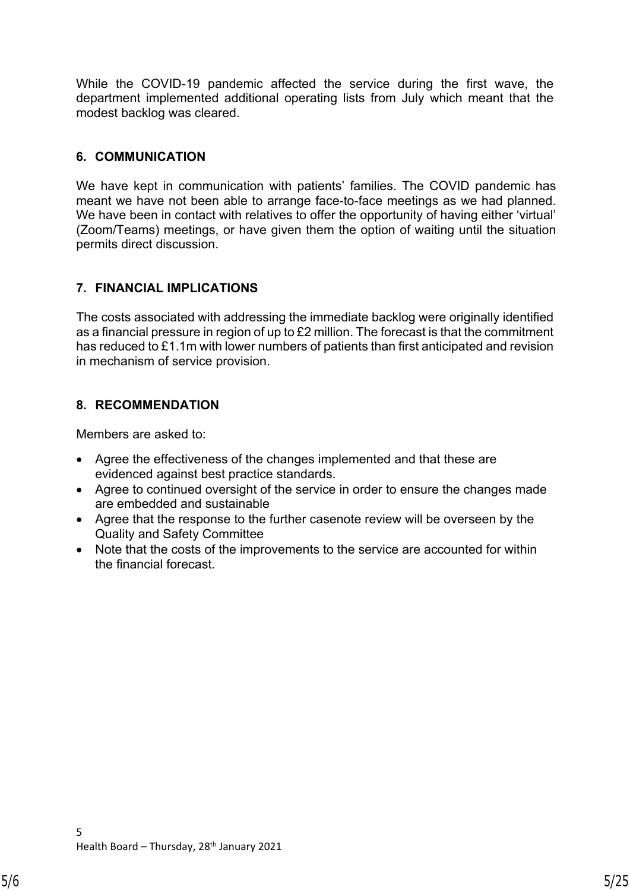While the COVID-19 pandemic affected the service during the first wave, the department implemented additional operating lists from July which meant that the modest backlog was cleared.

## 6. COMMUNICATION

We have kept in communication with patients' families. The COVID pandemic has meant we have not been able to arrange face-to-face meetings as we had planned. We have been in contact with relatives to offer the opportunity of having either 'virtual' (Zoom/Teams) meetings, or have given them the option of waiting until the situation permits direct discussion.

## 7. FINANCIAL IMPLICATIONS

The costs associated with addressing the immediate backlog were originally identified as a financial pressure in region of up to £2 million. The forecast is that the commitment has reduced to £1.1m with lower numbers of patients than first anticipated and revision in mechanism of service provision.

## 8. RECOMMENDATION

Members are asked to:

- Agree the effectiveness of the changes implemented and that these are evidenced against best practice standards.
- Agree to continued oversight of the service in order to ensure the changes made are embedded and sustainable
- Agree that the response to the further casenote review will be overseen by the Quality and Safety Committee
- Note that the costs of the improvements to the service are accounted for within the financial forecast.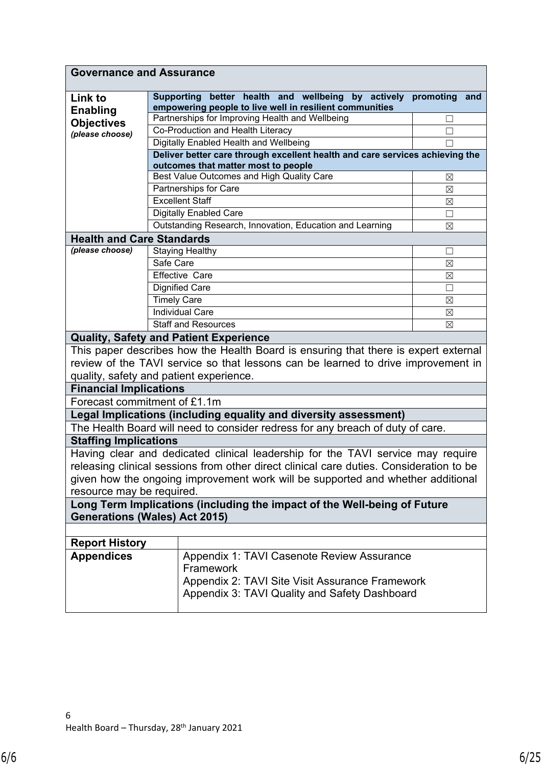| Governance and Assurance | | |
|---|---|---|
| **Link to Enabling Objectives** *(please choose)* | **Supporting better health and wellbeing by actively promoting and empowering people to live well in resilient communities** | |
| | Partnerships for Improving Health and Wellbeing | ☐ |
| | Co-Production and Health Literacy | ☐ |
| | Digitally Enabled Health and Wellbeing | ☐ |
| | **Deliver better care through excellent health and care services achieving the outcomes that matter most to people** | |
| | Best Value Outcomes and High Quality Care | ☒ |
| | Partnerships for Care | ☒ |
| | Excellent Staff | ☒ |
| | Digitally Enabled Care | ☐ |
| | Outstanding Research, Innovation, Education and Learning | ☒ |
| **Health and Care Standards** | | |
| *(please choose)* | Staying Healthy | ☐ |
| | Safe Care | ☒ |
| | Effective Care | ☒ |
| | Dignified Care | ☐ |
| | Timely Care | ☒ |
| | Individual Care | ☒ |
| | Staff and Resources | ☒ |

**Quality, Safety and Patient Experience**

This paper describes how the Health Board is ensuring that there is expert external review of the TAVI service so that lessons can be learned to drive improvement in quality, safety and patient experience.

**Financial Implications**

Forecast commitment of £1.1m

**Legal Implications (including equality and diversity assessment)**

The Health Board will need to consider redress for any breach of duty of care.

**Staffing Implications**

Having clear and dedicated clinical leadership for the TAVI service may require releasing clinical sessions from other direct clinical care duties. Consideration to be given how the ongoing improvement work will be supported and whether additional resource may be required.

**Long Term Implications (including the impact of the Well-being of Future Generations (Wales) Act 2015)**

| | |
|---|---|
| **Report History** | |
| **Appendices** | Appendix 1: TAVI Casenote Review Assurance Framework<br>Appendix 2: TAVI Site Visit Assurance Framework<br>Appendix 3: TAVI Quality and Safety Dashboard |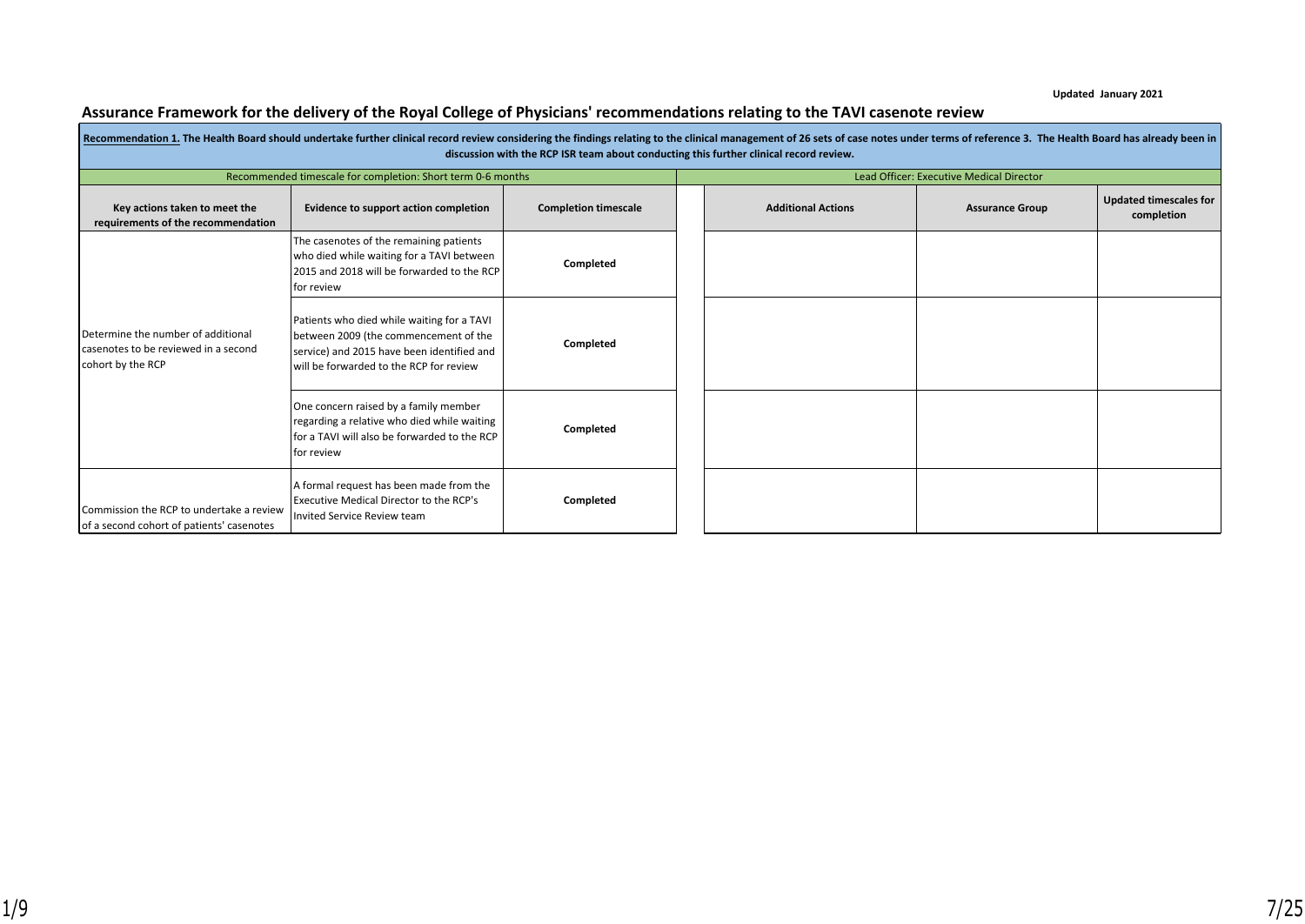Updated January 2021

## Assurance Framework for the delivery of the Royal College of Physicians' recommendations relating to the TAVI casenote review

**Recommendation 1. The Health Board should undertake further clinical record review considering the findings relating to the clinical management of 26 sets of case notes under terms of reference 3. The Health Board has already been in discussion with the RCP ISR team about conducting this further clinical record review.**

| Recommended timescale for completion: Short term 0-6 months | | | Lead Officer: Executive Medical Director | | |
|---|---|---|---|---|---|
| **Key actions taken to meet the requirements of the recommendation** | **Evidence to support action completion** | **Completion timescale** | **Additional Actions** | **Assurance Group** | **Updated timescales for completion** |
| Determine the number of additional casenotes to be reviewed in a second cohort by the RCP | The casenotes of the remaining patients who died while waiting for a TAVI between 2015 and 2018 will be forwarded to the RCP for review | **Completed** | | | |
| | Patients who died while waiting for a TAVI between 2009 (the commencement of the service) and 2015 have been identified and will be forwarded to the RCP for review | **Completed** | | | |
| | One concern raised by a family member regarding a relative who died while waiting for a TAVI will also be forwarded to the RCP for review | **Completed** | | | |
| Commission the RCP to undertake a review of a second cohort of patients' casenotes | A formal request has been made from the Executive Medical Director to the RCP's Invited Service Review team | **Completed** | | | |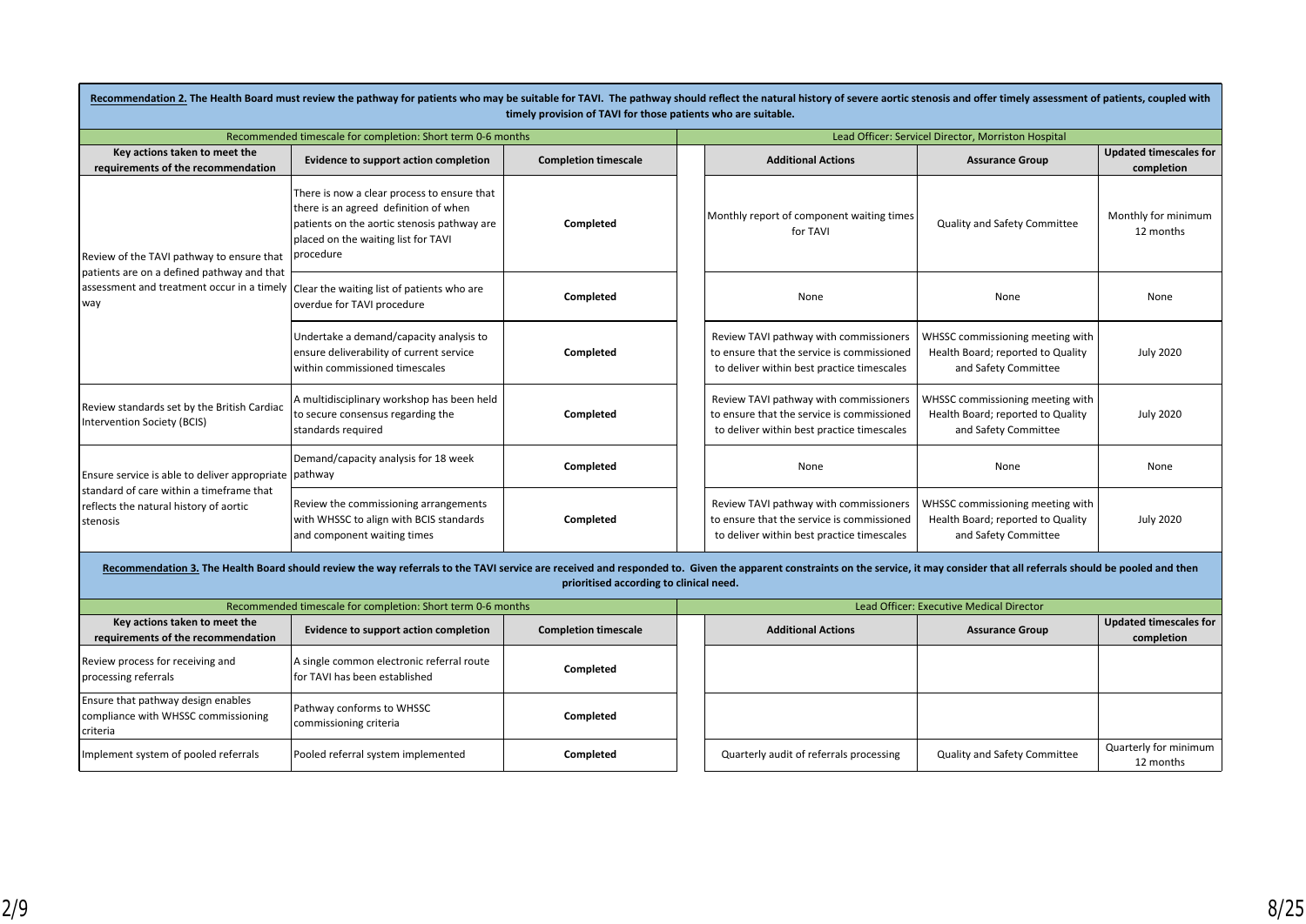**Recommendation 2. The Health Board must review the pathway for patients who may be suitable for TAVI. The pathway should reflect the natural history of severe aortic stenosis and offer timely assessment of patients, coupled with timely provision of TAVI for those patients who are suitable.**

| Recommended timescale for completion: Short term 0-6 months | | | Lead Officer: Servicel Director, Morriston Hospital | | |
|---|---|---|---|---|---|
| **Key actions taken to meet the requirements of the recommendation** | **Evidence to support action completion** | **Completion timescale** | **Additional Actions** | **Assurance Group** | **Updated timescales for completion** |
| Review of the TAVI pathway to ensure that patients are on a defined pathway and that assessment and treatment occur in a timely way | There is now a clear process to ensure that there is an agreed definition of when patients on the aortic stenosis pathway are placed on the waiting list for TAVI procedure | **Completed** | Monthly report of component waiting times for TAVI | Quality and Safety Committee | Monthly for minimum 12 months |
| | Clear the waiting list of patients who are overdue for TAVI procedure | **Completed** | None | None | None |
| | Undertake a demand/capacity analysis to ensure deliverability of current service within commissioned timescales | **Completed** | Review TAVI pathway with commissioners to ensure that the service is commissioned to deliver within best practice timescales | WHSSC commissioning meeting with Health Board; reported to Quality and Safety Committee | July 2020 |
| Review standards set by the British Cardiac Intervention Society (BCIS) | A multidisciplinary workshop has been held to secure consensus regarding the standards required | **Completed** | Review TAVI pathway with commissioners to ensure that the service is commissioned to deliver within best practice timescales | WHSSC commissioning meeting with Health Board; reported to Quality and Safety Committee | July 2020 |
| Ensure service is able to deliver appropriate standard of care within a timeframe that reflects the natural history of aortic stenosis | Demand/capacity analysis for 18 week pathway | **Completed** | None | None | None |
| | Review the commissioning arrangements with WHSSC to align with BCIS standards and component waiting times | **Completed** | Review TAVI pathway with commissioners to ensure that the service is commissioned to deliver within best practice timescales | WHSSC commissioning meeting with Health Board; reported to Quality and Safety Committee | July 2020 |

**Recommendation 3. The Health Board should review the way referrals to the TAVI service are received and responded to. Given the apparent constraints on the service, it may consider that all referrals should be pooled and then prioritised according to clinical need.**

| Recommended timescale for completion: Short term 0-6 months | | | Lead Officer: Executive Medical Director | | |
|---|---|---|---|---|---|
| **Key actions taken to meet the requirements of the recommendation** | **Evidence to support action completion** | **Completion timescale** | **Additional Actions** | **Assurance Group** | **Updated timescales for completion** |
| Review process for receiving and processing referrals | A single common electronic referral route for TAVI has been established | **Completed** | | | |
| Ensure that pathway design enables compliance with WHSSC commissioning criteria | Pathway conforms to WHSSC commissioning criteria | **Completed** | | | |
| Implement system of pooled referrals | Pooled referral system implemented | **Completed** | Quarterly audit of referrals processing | Quality and Safety Committee | Quarterly for minimum 12 months |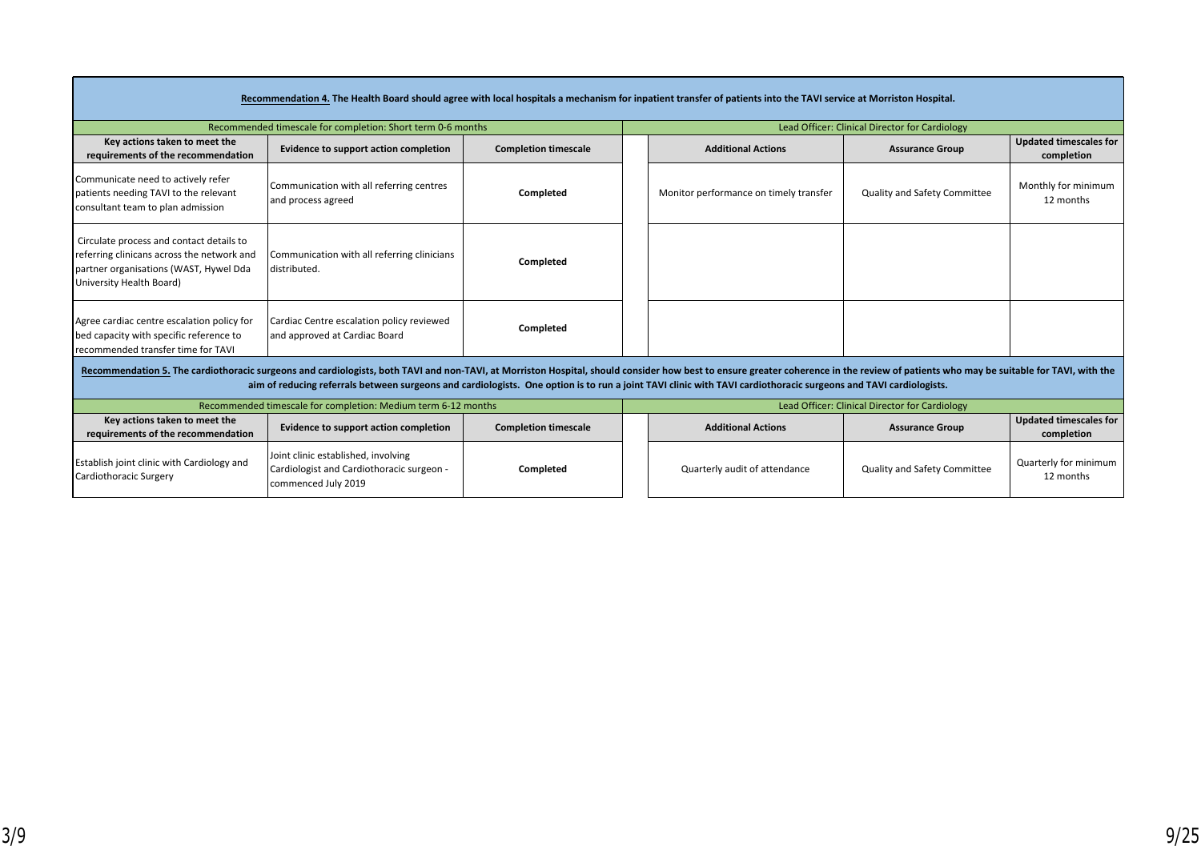**Recommendation 4. The Health Board should agree with local hospitals a mechanism for inpatient transfer of patients into the TAVI service at Morriston Hospital.**

| Recommended timescale for completion: Short term 0-6 months | | | Lead Officer: Clinical Director for Cardiology | | |
|---|---|---|---|---|---|
| **Key actions taken to meet the requirements of the recommendation** | **Evidence to support action completion** | **Completion timescale** | **Additional Actions** | **Assurance Group** | **Updated timescales for completion** |
| Communicate need to actively refer patients needing TAVI to the relevant consultant team to plan admission | Communication with all referring centres and process agreed | **Completed** | Monitor performance on timely transfer | Quality and Safety Committee | Monthly for minimum 12 months |
| Circulate process and contact details to referring clinicans across the network and partner organisations (WAST, Hywel Dda University Health Board) | Communication with all referring clinicians distributed. | **Completed** | | | |
| Agree cardiac centre escalation policy for bed capacity with specific reference to recommended transfer time for TAVI | Cardiac Centre escalation policy reviewed and approved at Cardiac Board | **Completed** | | | |

**Recommendation 5. The cardiothoracic surgeons and cardiologists, both TAVI and non-TAVI, at Morriston Hospital, should consider how best to ensure greater coherence in the review of patients who may be suitable for TAVI, with the aim of reducing referrals between surgeons and cardiologists. One option is to run a joint TAVI clinic with TAVI cardiothoracic surgeons and TAVI cardiologists.**

| Recommended timescale for completion: Medium term 6-12 months | | | Lead Officer: Clinical Director for Cardiology | | |
|---|---|---|---|---|---|
| **Key actions taken to meet the requirements of the recommendation** | **Evidence to support action completion** | **Completion timescale** | **Additional Actions** | **Assurance Group** | **Updated timescales for completion** |
| Establish joint clinic with Cardiology and Cardiothoracic Surgery | Joint clinic established, involving Cardiologist and Cardiothoracic surgeon - commenced July 2019 | **Completed** | Quarterly audit of attendance | Quality and Safety Committee | Quarterly for minimum 12 months |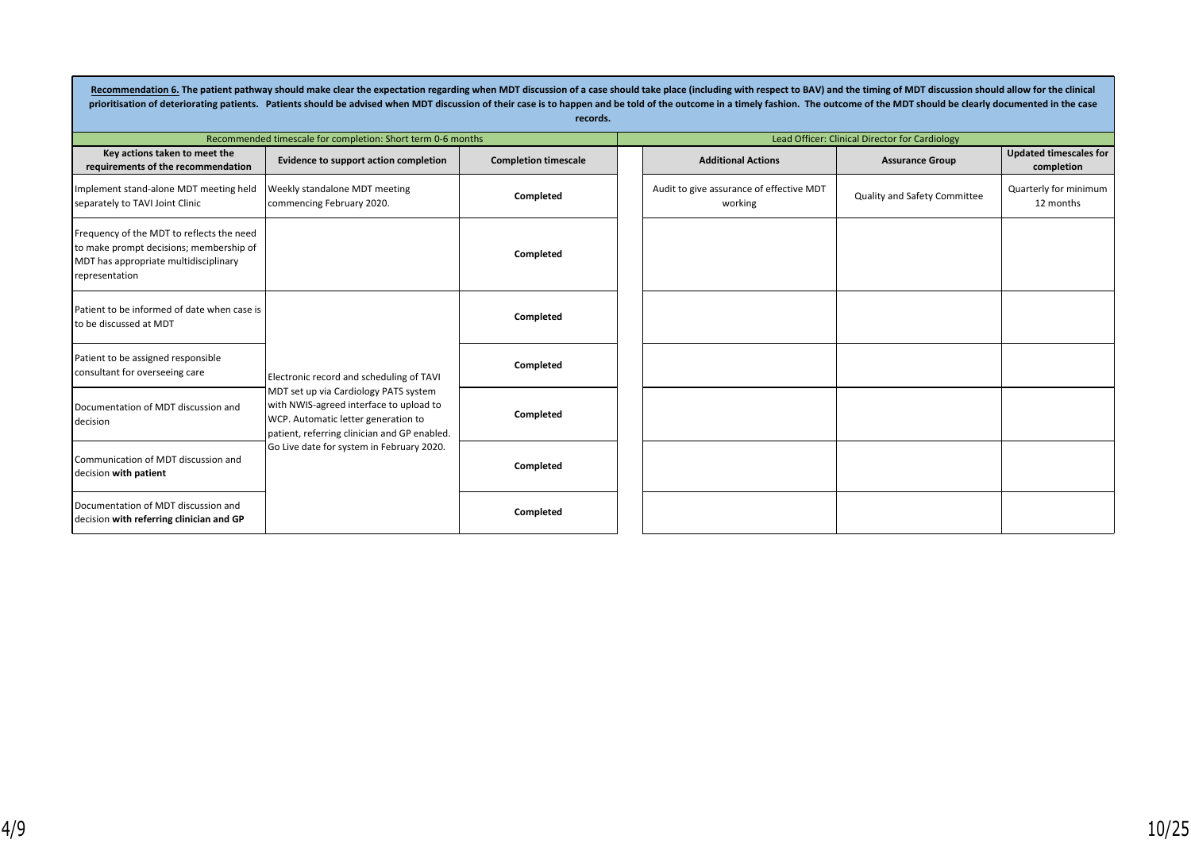**Recommendation 6. The patient pathway should make clear the expectation regarding when MDT discussion of a case should take place (including with respect to BAV) and the timing of MDT discussion should allow for the clinical prioritisation of deteriorating patients. Patients should be advised when MDT discussion of their case is to happen and be told of the outcome in a timely fashion. The outcome of the MDT should be clearly documented in the case records.**

| Recommended timescale for completion: Short term 0-6 months | | | Lead Officer: Clinical Director for Cardiology | | |
|---|---|---|---|---|---|
| **Key actions taken to meet the requirements of the recommendation** | **Evidence to support action completion** | **Completion timescale** | **Additional Actions** | **Assurance Group** | **Updated timescales for completion** |
| Implement stand-alone MDT meeting held separately to TAVI Joint Clinic | Weekly standalone MDT meeting commencing February 2020. | **Completed** | Audit to give assurance of effective MDT working | Quality and Safety Committee | Quarterly for minimum 12 months |
| Frequency of the MDT to reflects the need to make prompt decisions; membership of MDT has appropriate multidisciplinary representation | | **Completed** | | | |
| Patient to be informed of date when case is to be discussed at MDT | Electronic record and scheduling of TAVI MDT set up via Cardiology PATS system with NWIS-agreed interface to upload to WCP. Automatic letter generation to patient, referring clinician and GP enabled. Go Live date for system in February 2020. | **Completed** | | | |
| Patient to be assigned responsible consultant for overseeing care | | **Completed** | | | |
| Documentation of MDT discussion and decision | | **Completed** | | | |
| Communication of MDT discussion and decision **with patient** | | **Completed** | | | |
| Documentation of MDT discussion and decision **with referring clinician and GP** | | **Completed** | | | |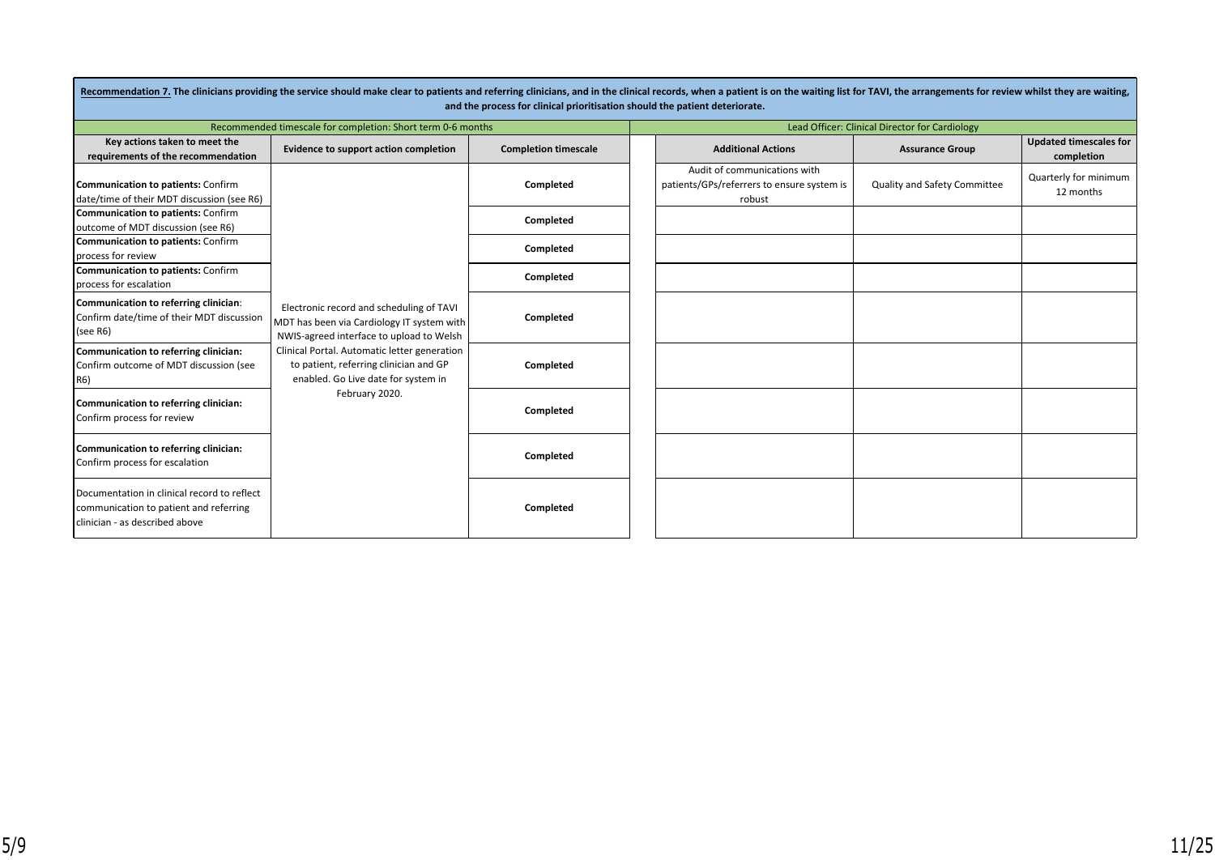**Recommendation 7.** The clinicians providing the service should make clear to patients and referring clinicians, and in the clinical records, when a patient is on the waiting list for TAVI, the arrangements for review whilst they are waiting, and the process for clinical prioritisation should the patient deteriorate.

| Recommended timescale for completion: Short term 0-6 months | | | Lead Officer: Clinical Director for Cardiology | | |
|---|---|---|---|---|---|
| **Key actions taken to meet the requirements of the recommendation** | **Evidence to support action completion** | **Completion timescale** | **Additional Actions** | **Assurance Group** | **Updated timescales for completion** |
| **Communication to patients:** Confirm date/time of their MDT discussion (see R6) | Electronic record and scheduling of TAVI MDT has been via Cardiology IT system with NWIS-agreed interface to upload to Welsh Clinical Portal. Automatic letter generation to patient, referring clinician and GP enabled. Go Live date for system in February 2020. | **Completed** | Audit of communications with patients/GPs/referrers to ensure system is robust | Quality and Safety Committee | Quarterly for minimum 12 months |
| **Communication to patients:** Confirm outcome of MDT discussion (see R6) | | **Completed** | | | |
| **Communication to patients:** Confirm process for review | | **Completed** | | | |
| **Communication to patients:** Confirm process for escalation | | **Completed** | | | |
| **Communication to referring clinician**: Confirm date/time of their MDT discussion (see R6) | | **Completed** | | | |
| **Communication to referring clinician:** Confirm outcome of MDT discussion (see R6) | | **Completed** | | | |
| **Communication to referring clinician:** Confirm process for review | | **Completed** | | | |
| **Communication to referring clinician:** Confirm process for escalation | | **Completed** | | | |
| Documentation in clinical record to reflect communication to patient and referring clinician - as described above | | **Completed** | | | |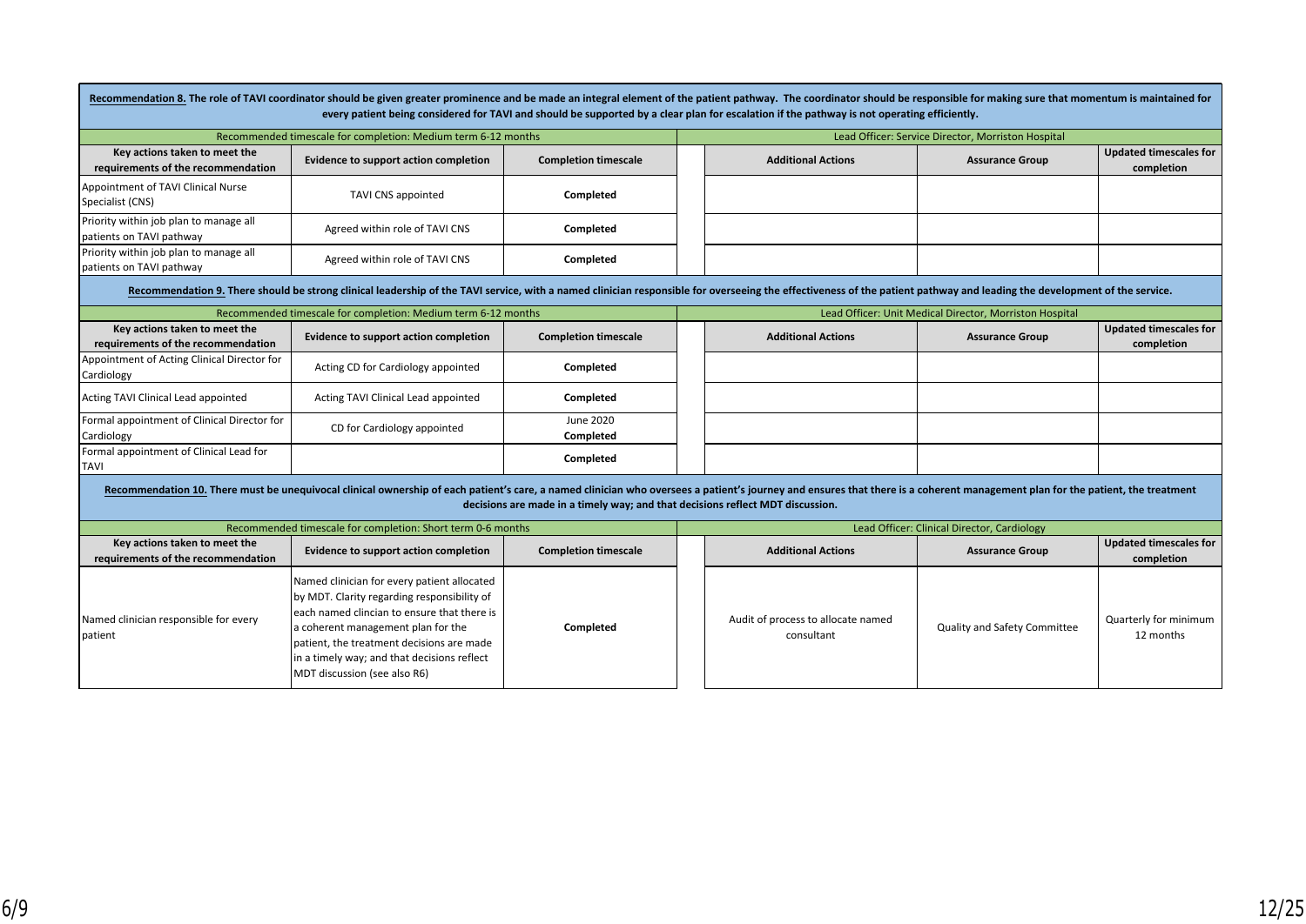**<u>Recommendation 8.</u> The role of TAVI coordinator should be given greater prominence and be made an integral element of the patient pathway. The coordinator should be responsible for making sure that momentum is maintained for every patient being considered for TAVI and should be supported by a clear plan for escalation if the pathway is not operating efficiently.**

| Recommended timescale for completion: Medium term 6-12 months | | | | Lead Officer: Service Director, Morriston Hospital | | |
|---|---|---|---|---|---|---|
| **Key actions taken to meet the requirements of the recommendation** | **Evidence to support action completion** | **Completion timescale** | | **Additional Actions** | **Assurance Group** | **Updated timescales for completion** |
| Appointment of TAVI Clinical Nurse Specialist (CNS) | TAVI CNS appointed | **Completed** | | | | |
| Priority within job plan to manage all patients on TAVI pathway | Agreed within role of TAVI CNS | **Completed** | | | | |
| Priority within job plan to manage all patients on TAVI pathway | Agreed within role of TAVI CNS | **Completed** | | | | |

**<u>Recommendation 9.</u> There should be strong clinical leadership of the TAVI service, with a named clinician responsible for overseeing the effectiveness of the patient pathway and leading the development of the service.**

| Recommended timescale for completion: Medium term 6-12 months | | | | Lead Officer: Unit Medical Director, Morriston Hospital | | |
|---|---|---|---|---|---|---|
| **Key actions taken to meet the requirements of the recommendation** | **Evidence to support action completion** | **Completion timescale** | | **Additional Actions** | **Assurance Group** | **Updated timescales for completion** |
| Appointment of Acting Clinical Director for Cardiology | Acting CD for Cardiology appointed | **Completed** | | | | |
| Acting TAVI Clinical Lead appointed | Acting TAVI Clinical Lead appointed | **Completed** | | | | |
| Formal appointment of Clinical Director for Cardiology | CD for Cardiology appointed | June 2020 **Completed** | | | | |
| Formal appointment of Clinical Lead for TAVI | | **Completed** | | | | |

**<u>Recommendation 10.</u> There must be unequivocal clinical ownership of each patient's care, a named clinician who oversees a patient's journey and ensures that there is a coherent management plan for the patient, the treatment decisions are made in a timely way; and that decisions reflect MDT discussion.**

| Recommended timescale for completion: Short term 0-6 months | | | | Lead Officer: Clinical Director, Cardiology | | |
|---|---|---|---|---|---|---|
| **Key actions taken to meet the requirements of the recommendation** | **Evidence to support action completion** | **Completion timescale** | | **Additional Actions** | **Assurance Group** | **Updated timescales for completion** |
| Named clinician responsible for every patient | Named clinician for every patient allocated by MDT. Clarity regarding responsibility of each named clincian to ensure that there is a coherent management plan for the patient, the treatment decisions are made in a timely way; and that decisions reflect MDT discussion (see also R6) | **Completed** | | Audit of process to allocate named consultant | Quality and Safety Committee | Quarterly for minimum 12 months |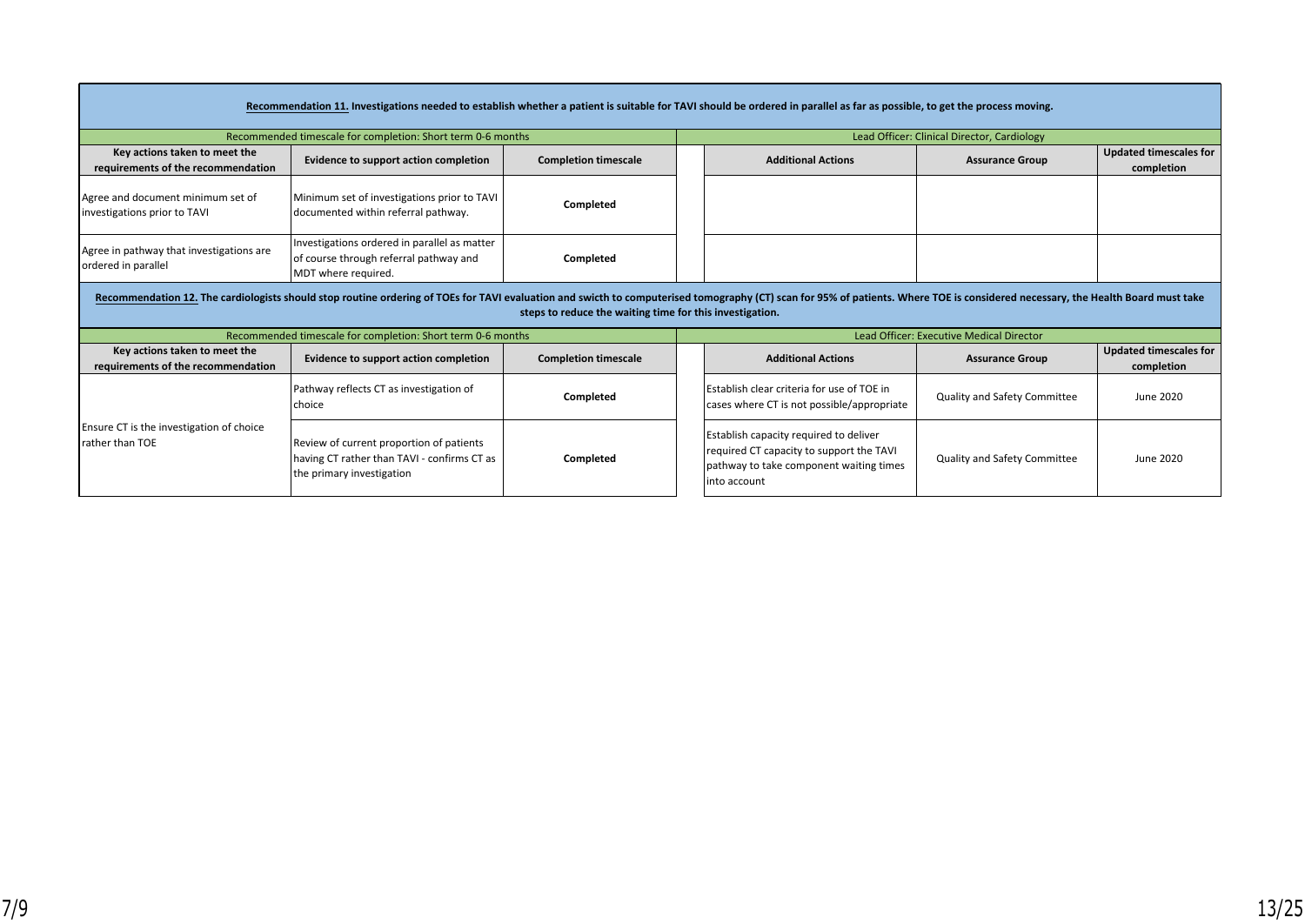**Recommendation 11. Investigations needed to establish whether a patient is suitable for TAVI should be ordered in parallel as far as possible, to get the process moving.**

| Recommended timescale for completion: Short term 0-6 months | | | Lead Officer: Clinical Director, Cardiology | | |
|---|---|---|---|---|---|
| **Key actions taken to meet the requirements of the recommendation** | **Evidence to support action completion** | **Completion timescale** | **Additional Actions** | **Assurance Group** | **Updated timescales for completion** |
| Agree and document minimum set of investigations prior to TAVI | Minimum set of investigations prior to TAVI documented within referral pathway. | **Completed** | | | |
| Agree in pathway that investigations are ordered in parallel | Investigations ordered in parallel as matter of course through referral pathway and MDT where required. | **Completed** | | | |

**Recommendation 12. The cardiologists should stop routine ordering of TOEs for TAVI evaluation and swicth to computerised tomography (CT) scan for 95% of patients. Where TOE is considered necessary, the Health Board must take steps to reduce the waiting time for this investigation.**

| Recommended timescale for completion: Short term 0-6 months | | | Lead Officer: Executive Medical Director | | |
|---|---|---|---|---|---|
| **Key actions taken to meet the requirements of the recommendation** | **Evidence to support action completion** | **Completion timescale** | **Additional Actions** | **Assurance Group** | **Updated timescales for completion** |
| Ensure CT is the investigation of choice rather than TOE | Pathway reflects CT as investigation of choice | **Completed** | Establish clear criteria for use of TOE in cases where CT is not possible/appropriate | Quality and Safety Committee | June 2020 |
| | Review of current proportion of patients having CT rather than TAVI - confirms CT as the primary investigation | **Completed** | Establish capacity required to deliver required CT capacity to support the TAVI pathway to take component waiting times into account | Quality and Safety Committee | June 2020 |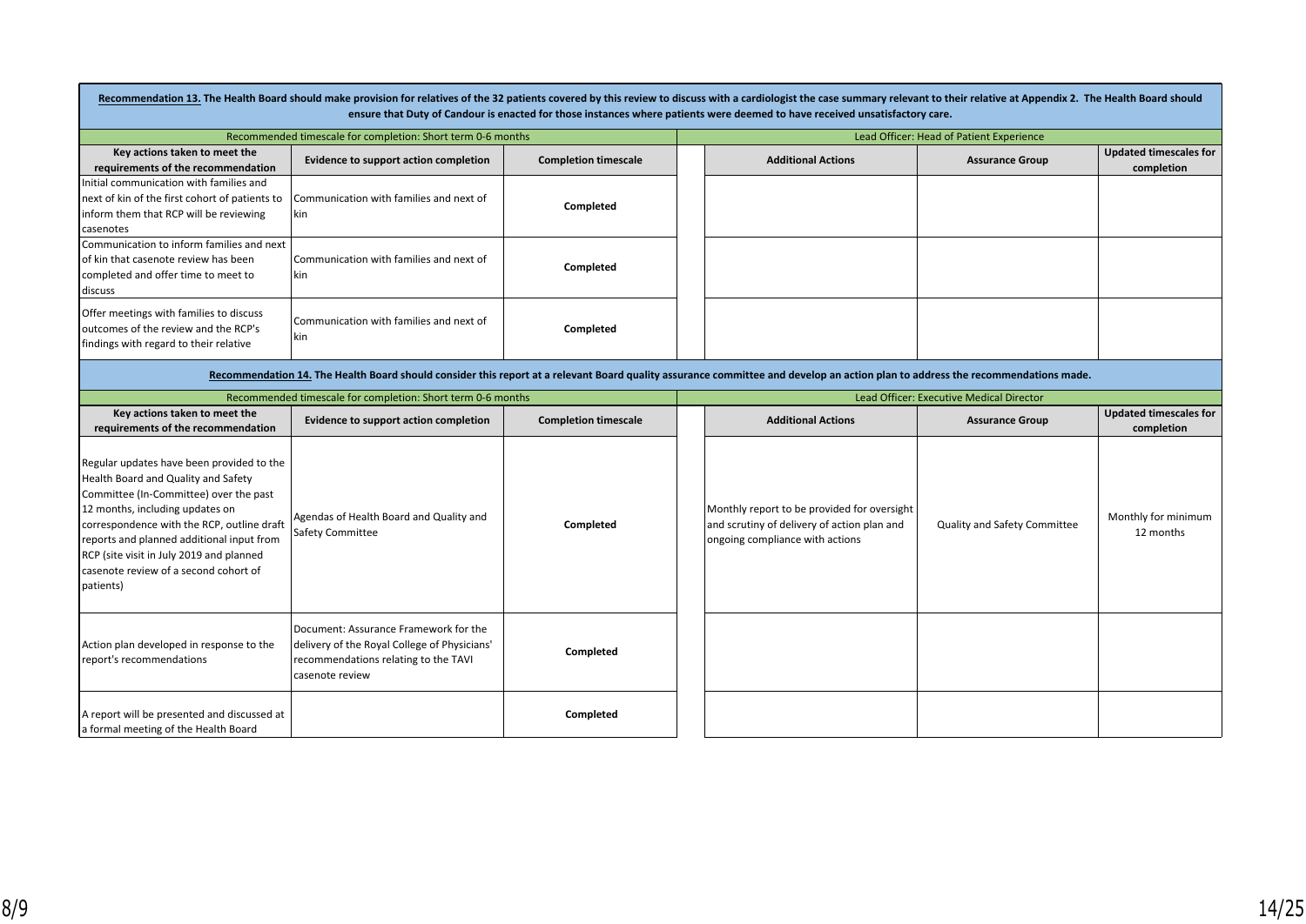**Recommendation 13. The Health Board should make provision for relatives of the 32 patients covered by this review to discuss with a cardiologist the case summary relevant to their relative at Appendix 2. The Health Board should ensure that Duty of Candour is enacted for those instances where patients were deemed to have received unsatisfactory care.**

| Recommended timescale for completion: Short term 0-6 months | | | Lead Officer: Head of Patient Experience | | |
|---|---|---|---|---|---|
| **Key actions taken to meet the requirements of the recommendation** | **Evidence to support action completion** | **Completion timescale** | **Additional Actions** | **Assurance Group** | **Updated timescales for completion** |
| Initial communication with families and next of kin of the first cohort of patients to inform them that RCP will be reviewing casenotes | Communication with families and next of kin | **Completed** | | | |
| Communication to inform families and next of kin that casenote review has been completed and offer time to meet to discuss | Communication with families and next of kin | **Completed** | | | |
| Offer meetings with families to discuss outcomes of the review and the RCP's findings with regard to their relative | Communication with families and next of kin | **Completed** | | | |

**Recommendation 14. The Health Board should consider this report at a relevant Board quality assurance committee and develop an action plan to address the recommendations made.**

| Recommended timescale for completion: Short term 0-6 months | | | Lead Officer: Executive Medical Director | | |
|---|---|---|---|---|---|
| **Key actions taken to meet the requirements of the recommendation** | **Evidence to support action completion** | **Completion timescale** | **Additional Actions** | **Assurance Group** | **Updated timescales for completion** |
| Regular updates have been provided to the Health Board and Quality and Safety Committee (In-Committee) over the past 12 months, including updates on correspondence with the RCP, outline draft reports and planned additional input from RCP (site visit in July 2019 and planned casenote review of a second cohort of patients) | Agendas of Health Board and Quality and Safety Committee | **Completed** | Monthly report to be provided for oversight and scrutiny of delivery of action plan and ongoing compliance with actions | Quality and Safety Committee | Monthly for minimum 12 months |
| Action plan developed in response to the report's recommendations | Document: Assurance Framework for the delivery of the Royal College of Physicians' recommendations relating to the TAVI casenote review | **Completed** | | | |
| A report will be presented and discussed at a formal meeting of the Health Board | | **Completed** | | | |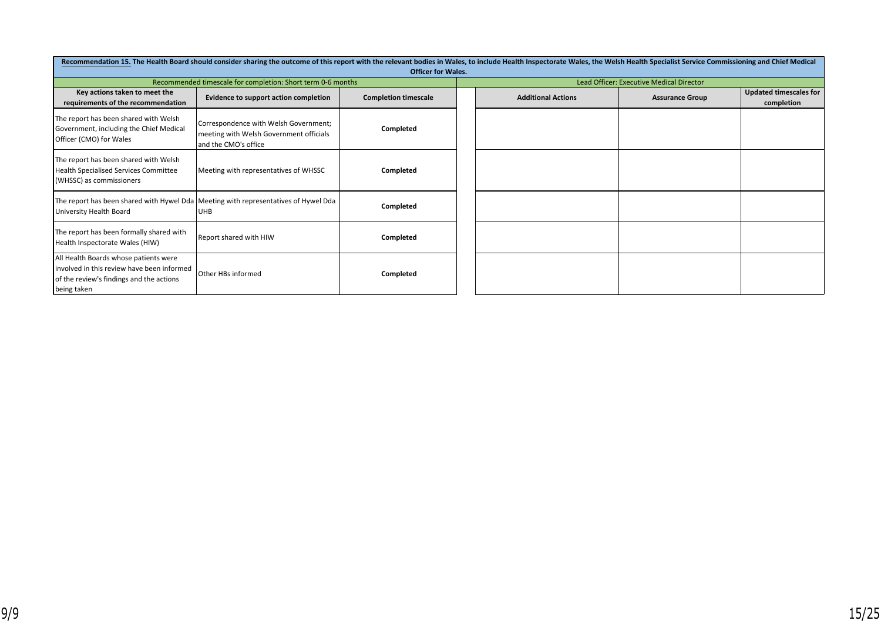| **Recommendation 15.** The Health Board should consider sharing the outcome of this report with the relevant bodies in Wales, to include Health Inspectorate Wales, the Welsh Health Specialist Service Commissioning and Chief Medical Officer for Wales. | | | | | |
|---|---|---|---|---|---|
| Recommended timescale for completion: Short term 0-6 months | | | Lead Officer: Executive Medical Director | | |
| **Key actions taken to meet the requirements of the recommendation** | **Evidence to support action completion** | **Completion timescale** | **Additional Actions** | **Assurance Group** | **Updated timescales for completion** |
| The report has been shared with Welsh Government, including the Chief Medical Officer (CMO) for Wales | Correspondence with Welsh Government; meeting with Welsh Government officials and the CMO's office | **Completed** | | | |
| The report has been shared with Welsh Health Specialised Services Committee (WHSSC) as commissioners | Meeting with representatives of WHSSC | **Completed** | | | |
| The report has been shared with Hywel Dda University Health Board | Meeting with representatives of Hywel Dda UHB | **Completed** | | | |
| The report has been formally shared with Health Inspectorate Wales (HIW) | Report shared with HIW | **Completed** | | | |
| All Health Boards whose patients were involved in this review have been informed of the review's findings and the actions being taken | Other HBs informed | **Completed** | | | |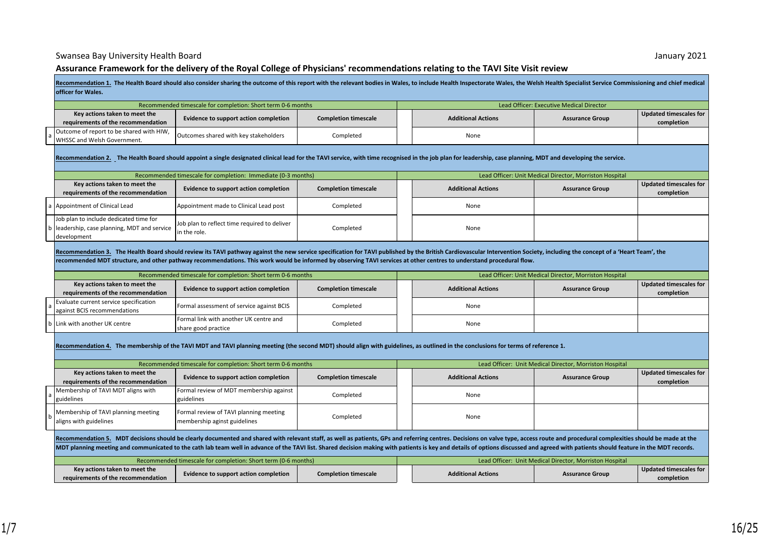Swansea Bay University Health Board

January 2021

## Assurance Framework for the delivery of the Royal College of Physicians' recommendations relating to the TAVI Site Visit review

**Recommendation 1.** **The Health Board should also consider sharing the outcome of this report with the relevant bodies in Wales, to include Health Inspectorate Wales, the Welsh Health Specialist Service Commissioning and chief medical officer for Wales.**

| | Recommended timescale for completion: Short term 0-6 months | | | | Lead Officer: Executive Medical Director | | |
|---|---|---|---|---|---|---|---|
| | **Key actions taken to meet the requirements of the recommendation** | **Evidence to support action completion** | **Completion timescale** | | **Additional Actions** | **Assurance Group** | **Updated timescales for completion** |
| a | Outcome of report to be shared with HIW, WHSSC and Welsh Government. | Outcomes shared with key stakeholders | Completed | | None | | |

**Recommendation 2.** **The Health Board should appoint a single designated clinical lead for the TAVI service, with time recognised in the job plan for leadership, case planning, MDT and developing the service.**

| | Recommended timescale for completion: Immediate (0-3 months) | | | | Lead Officer: Unit Medical Director, Morriston Hospital | | |
|---|---|---|---|---|---|---|---|
| | **Key actions taken to meet the requirements of the recommendation** | **Evidence to support action completion** | **Completion timescale** | | **Additional Actions** | **Assurance Group** | **Updated timescales for completion** |
| a | Appointment of Clinical Lead | Appointment made to Clinical Lead post | Completed | | None | | |
| b | Job plan to include dedicated time for leadership, case planning, MDT and service development | Job plan to reflect time required to deliver in the role. | Completed | | None | | |

**Recommendation 3.** **The Health Board should review its TAVI pathway against the new service specification for TAVI published by the British Cardiovascular Intervention Society, including the concept of a 'Heart Team', the recommended MDT structure, and other pathway recommendations. This work would be informed by observing TAVI services at other centres to understand procedural flow.**

| | Recommended timescale for completion: Short term 0-6 months | | | | Lead Officer: Unit Medical Director, Morriston Hospital | | |
|---|---|---|---|---|---|---|---|
| | **Key actions taken to meet the requirements of the recommendation** | **Evidence to support action completion** | **Completion timescale** | | **Additional Actions** | **Assurance Group** | **Updated timescales for completion** |
| a | Evaluate current service specification against BCIS recommendations | Formal assessment of service against BCIS | Completed | | None | | |
| b | Link with another UK centre | Formal link with another UK centre and share good practice | Completed | | None | | |

**Recommendation 4.** **The membership of the TAVI MDT and TAVI planning meeting (the second MDT) should align with guidelines, as outlined in the conclusions for terms of reference 1.**

| | Recommended timescale for completion: Short term 0-6 months | | | | Lead Officer: Unit Medical Director, Morriston Hospital | | |
|---|---|---|---|---|---|---|---|
| | **Key actions taken to meet the requirements of the recommendation** | **Evidence to support action completion** | **Completion timescale** | | **Additional Actions** | **Assurance Group** | **Updated timescales for completion** |
| a | Membership of TAVI MDT aligns with guidelines | Formal review of MDT membership against guidelines | Completed | | None | | |
| b | Membership of TAVI planning meeting aligns with guidelines | Formal review of TAVI planning meeting membership agінst guidelines | Completed | | None | | |

**Recommendation 5.** **MDT decisions should be clearly documented and shared with relevant staff, as well as patients, GPs and referring centres. Decisions on valve type, access route and procedural complexities should be made at the MDT planning meeting and communicated to the cath lab team well in advance of the TAVI list. Shared decision making with patients is key and details of options discussed and agreed with patients should feature in the MDT records.**

| | Recommended timescale for completion: Short term (0-6 months) | | | | Lead Officer: Unit Medical Director, Morriston Hospital | | |
|---|---|---|---|---|---|---|---|
| | **Key actions taken to meet the requirements of the recommendation** | **Evidence to support action completion** | **Completion timescale** | | **Additional Actions** | **Assurance Group** | **Updated timescales for completion** |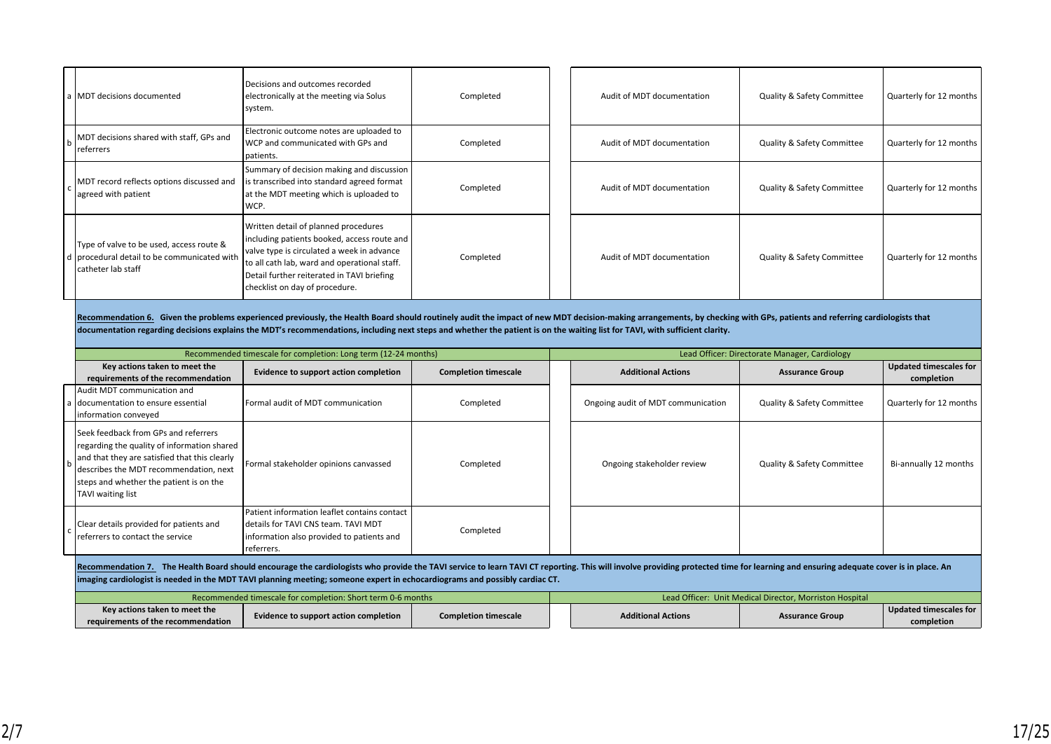| | Key actions taken to meet the requirements of the recommendation | Evidence to support action completion | Completion timescale | Additional Actions | Assurance Group | Updated timescales for completion |
|---|---|---|---|---|---|---|
| a | MDT decisions documented | Decisions and outcomes recorded electronically at the meeting via Solus system. | Completed | Audit of MDT documentation | Quality & Safety Committee | Quarterly for 12 months |
| b | MDT decisions shared with staff, GPs and referrers | Electronic outcome notes are uploaded to WCP and communicated with GPs and patients. | Completed | Audit of MDT documentation | Quality & Safety Committee | Quarterly for 12 months |
| c | MDT record reflects options discussed and agreed with patient | Summary of decision making and discussion is transcribed into standard agreed format at the MDT meeting which is uploaded to WCP. | Completed | Audit of MDT documentation | Quality & Safety Committee | Quarterly for 12 months |
| d | Type of valve to be used, access route & procedural detail to be communicated with catheter lab staff | Written detail of planned procedures including patients booked, access route and valve type is circulated a week in advance to all cath lab, ward and operational staff. Detail further reiterated in TAVI briefing checklist on day of procedure. | Completed | Audit of MDT documentation | Quality & Safety Committee | Quarterly for 12 months |

**Recommendation 6. Given the problems experienced previously, the Health Board should routinely audit the impact of new MDT decision-making arrangements, by checking with GPs, patients and referring cardiologists that documentation regarding decisions explains the MDT's recommendations, including next steps and whether the patient is on the waiting list for TAVI, with sufficient clarity.**

| | Recommended timescale for completion: Long term (12-24 months) | | | Lead Officer: Directorate Manager, Cardiology | | |
|---|---|---|---|---|---|---|
| | **Key actions taken to meet the requirements of the recommendation** | **Evidence to support action completion** | **Completion timescale** | **Additional Actions** | **Assurance Group** | **Updated timescales for completion** |
| a | Audit MDT communication and documentation to ensure essential information conveyed | Formal audit of MDT communication | Completed | Ongoing audit of MDT communication | Quality & Safety Committee | Quarterly for 12 months |
| b | Seek feedback from GPs and referrers regarding the quality of information shared and that they are satisfied that this clearly describes the MDT recommendation, next steps and whether the patient is on the TAVI waiting list | Formal stakeholder opinions canvassed | Completed | Ongoing stakeholder review | Quality & Safety Committee | Bi-annually 12 months |
| c | Clear details provided for patients and referrers to contact the service | Patient information leaflet contains contact details for TAVI CNS team. TAVI MDT information also provided to patients and referrers. | Completed | | | |

**Recommendation 7. The Health Board should encourage the cardiologists who provide the TAVI service to learn TAVI CT reporting. This will involve providing protected time for learning and ensuring adequate cover is in place. An imaging cardiologist is needed in the MDT TAVI planning meeting; someone expert in echocardiograms and possibly cardiac CT.**

| Recommended timescale for completion: Short term 0-6 months | | | Lead Officer: Unit Medical Director, Morriston Hospital | | |
|---|---|---|---|---|---|
| **Key actions taken to meet the requirements of the recommendation** | **Evidence to support action completion** | **Completion timescale** | **Additional Actions** | **Assurance Group** | **Updated timescales for completion** |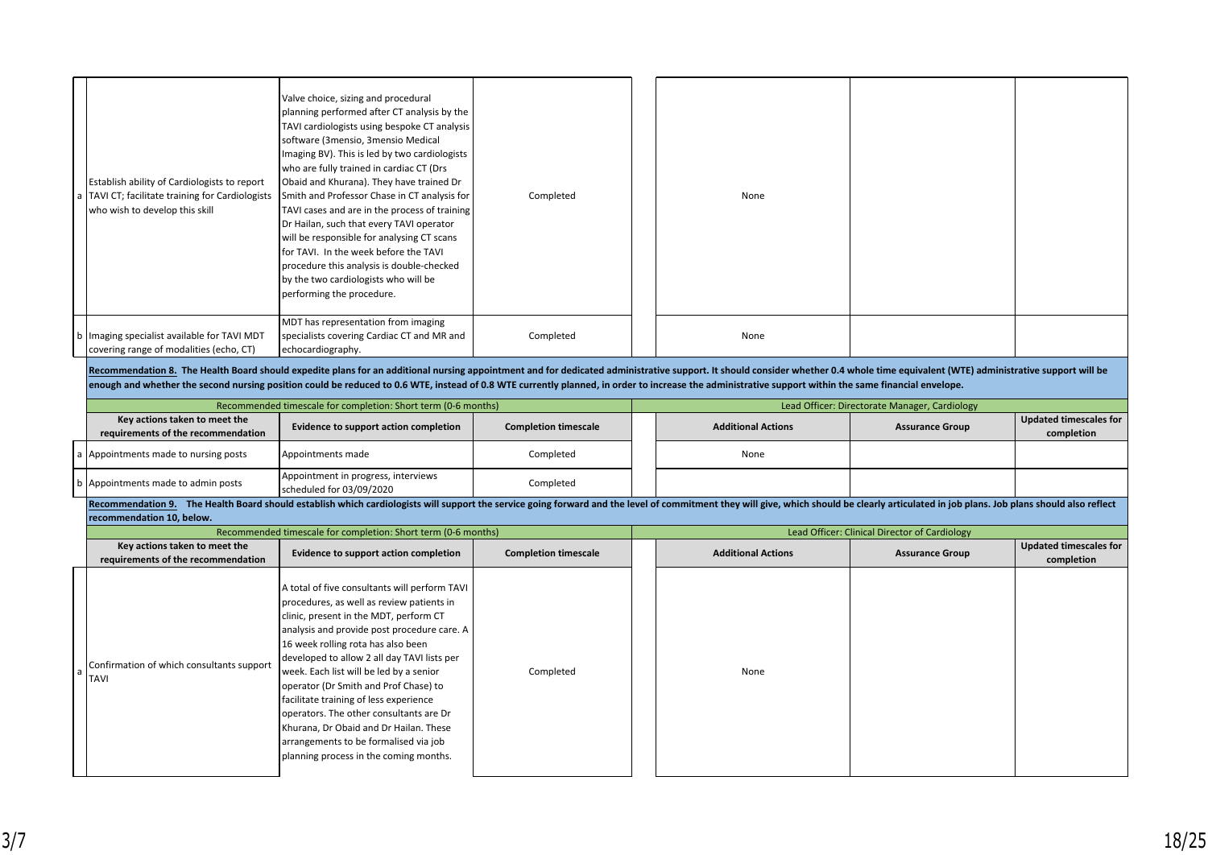| | Key actions taken to meet the requirements of the recommendation | Evidence to support action completion | Completion timescale | Additional Actions | Assurance Group | Updated timescales for completion |
|---|---|---|---|---|---|---|
| a | Establish ability of Cardiologists to report TAVI CT; facilitate training for Cardiologists who wish to develop this skill | Valve choice, sizing and procedural planning performed after CT analysis by the TAVI cardiologists using bespoke CT analysis software (3mensio, 3mensio Medical Imaging BV). This is led by two cardiologists who are fully trained in cardiac CT (Drs Obaid and Khurana). They have trained Dr Smith and Professor Chase in CT analysis for TAVI cases and are in the process of training Dr Hailan, such that every TAVI operator will be responsible for analysing CT scans for TAVI. In the week before the TAVI procedure this analysis is double-checked by the two cardiologists who will be performing the procedure. | Completed | None | | |
| b | Imaging specialist available for TAVI MDT covering range of modalities (echo, CT) | MDT has representation from imaging specialists covering Cardiac CT and MR and echocardiography. | Completed | None | | |

**Recommendation 8.** **The Health Board should expedite plans for an additional nursing appointment and for dedicated administrative support. It should consider whether 0.4 whole time equivalent (WTE) administrative support will be enough and whether the second nursing position could be reduced to 0.6 WTE, instead of 0.8 WTE currently planned, in order to increase the administrative support within the same financial envelope.**

Recommended timescale for completion: Short term (0-6 months)

Lead Officer: Directorate Manager, Cardiology

| | Key actions taken to meet the requirements of the recommendation | Evidence to support action completion | Completion timescale | Additional Actions | Assurance Group | Updated timescales for completion |
|---|---|---|---|---|---|---|
| a | Appointments made to nursing posts | Appointments made | Completed | None | | |
| b | Appointments made to admin posts | Appointment in progress, interviews scheduled for 03/09/2020 | Completed | | | |

**Recommendation 9.** **The Health Board should establish which cardiologists will support the service going forward and the level of commitment they will give, which should be clearly articulated in job plans. Job plans should also reflect recommendation 10, below.**

Recommended timescale for completion: Short term (0-6 months)

Lead Officer: Clinical Director of Cardiology

| | Key actions taken to meet the requirements of the recommendation | Evidence to support action completion | Completion timescale | Additional Actions | Assurance Group | Updated timescales for completion |
|---|---|---|---|---|---|---|
| a | Confirmation of which consultants support TAVI | A total of five consultants will perform TAVI procedures, as well as review patients in clinic, present in the MDT, perform CT analysis and provide post procedure care. A 16 week rolling rota has also been developed to allow 2 all day TAVI lists per week. Each list will be led by a senior operator (Dr Smith and Prof Chase) to facilitate training of less experience operators. The other consultants are Dr Khurana, Dr Obaid and Dr Hailan. These arrangements to be formalised via job planning process in the coming months. | Completed | None | | |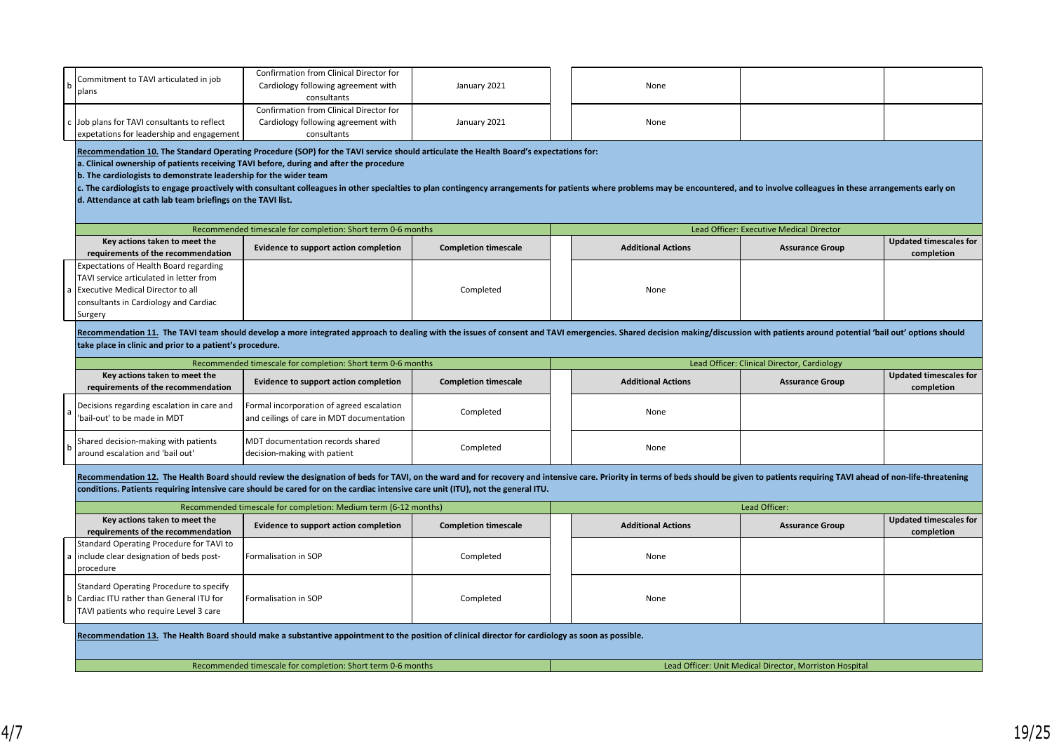| | Key actions taken to meet the requirements of the recommendation | Evidence to support action completion | Completion timescale | Additional Actions | Assurance Group | Updated timescales for completion |
|---|---|---|---|---|---|---|
| b | Commitment to TAVI articulated in job plans | Confirmation from Clinical Director for Cardiology following agreement with consultants | January 2021 | None | | |
| c | Job plans for TAVI consultants to reflect expetations for leadership and engagement | Confirmation from Clinical Director for Cardiology following agreement with consultants | January 2021 | None | | |

**Recommendation 10. The Standard Operating Procedure (SOP) for the TAVI service should articulate the Health Board's expectations for:**
**a. Clinical ownership of patients receiving TAVI before, during and after the procedure**
**b. The cardiologists to demonstrate leadership for the wider team**
**c. The cardiologists to engage proactively with consultant colleagues in other specialties to plan contingency arrangements for patients where problems may be encountered, and to involve colleagues in these arrangements early on**
**d. Attendance at cath lab team briefings on the TAVI list.**

Recommended timescale for completion: Short term 0-6 months | Lead Officer: Executive Medical Director

| | Key actions taken to meet the requirements of the recommendation | Evidence to support action completion | Completion timescale | Additional Actions | Assurance Group | Updated timescales for completion |
|---|---|---|---|---|---|---|
| a | Expectations of Health Board regarding TAVI service articulated in letter from Executive Medical Director to all consultants in Cardiology and Cardiac Surgery | | Completed | None | | |

**Recommendation 11. The TAVI team should develop a more integrated approach to dealing with the issues of consent and TAVI emergencies. Shared decision making/discussion with patients around potential 'bail out' options should take place in clinic and prior to a patient's procedure.**

Recommended timescale for completion: Short term 0-6 months | Lead Officer: Clinical Director, Cardiology

| | Key actions taken to meet the requirements of the recommendation | Evidence to support action completion | Completion timescale | Additional Actions | Assurance Group | Updated timescales for completion |
|---|---|---|---|---|---|---|
| a | Decisions regarding escalation in care and 'bail-out' to be made in MDT | Formal incorporation of agreed escalation and ceilings of care in MDT documentation | Completed | None | | |
| b | Shared decision-making with patients around escalation and 'bail out' | MDT documentation records shared decision-making with patient | Completed | None | | |

**Recommendation 12. The Health Board should review the designation of beds for TAVI, on the ward and for recovery and intensive care. Priority in terms of beds should be given to patients requiring TAVI ahead of non-life-threatening conditions. Patients requiring intensive care should be cared for on the cardiac intensive care unit (ITU), not the general ITU.**

Recommended timescale for completion: Medium term (6-12 months) | Lead Officer:

| | Key actions taken to meet the requirements of the recommendation | Evidence to support action completion | Completion timescale | Additional Actions | Assurance Group | Updated timescales for completion |
|---|---|---|---|---|---|---|
| a | Standard Operating Procedure for TAVI to include clear designation of beds post-procedure | Formalisation in SOP | Completed | None | | |
| b | Standard Operating Procedure to specify Cardiac ITU rather than General ITU for TAVI patients who require Level 3 care | Formalisation in SOP | Completed | None | | |

**Recommendation 13. The Health Board should make a substantive appointment to the position of clinical director for cardiology as soon as possible.**

Recommended timescale for completion: Short term 0-6 months | Lead Officer: Unit Medical Director, Morriston Hospital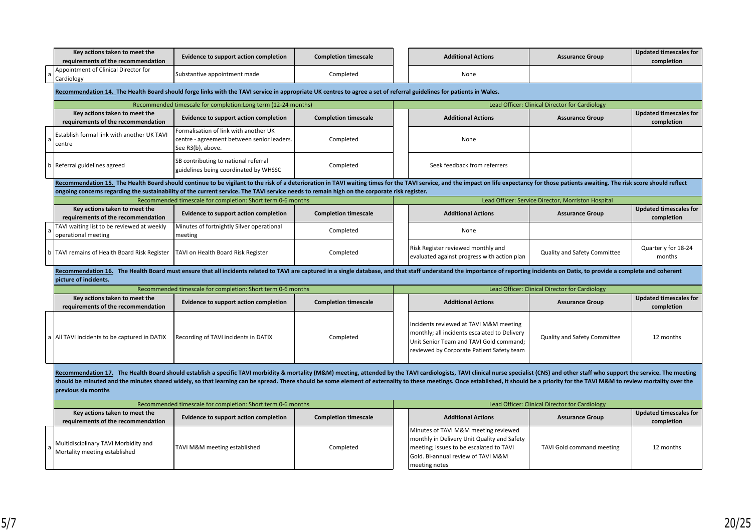| | Key actions taken to meet the requirements of the recommendation | Evidence to support action completion | Completion timescale | Additional Actions | Assurance Group | Updated timescales for completion |
|---|---|---|---|---|---|---|
| a | Appointment of Clinical Director for Cardiology | Substantive appointment made | Completed | None | | |

**Recommendation 14. The Health Board should forge links with the TAVI service in appropriate UK centres to agree a set of referral guidelines for patients in Wales.**

Recommended timescale for completion: Long term (12-24 months)

Lead Officer: Clinical Director for Cardiology

| | Key actions taken to meet the requirements of the recommendation | Evidence to support action completion | Completion timescale | Additional Actions | Assurance Group | Updated timescales for completion |
|---|---|---|---|---|---|---|
| a | Establish formal link with another UK TAVI centre | Formalisation of link with another UK centre - agreement between senior leaders. See R3(b), above. | Completed | None | | |
| b | Referral guidelines agreed | SB contributing to national referral guidelines being coordinated by WHSSC | Completed | Seek feedback from referrers | | |

**Recommendation 15. The Health Board should continue to be vigilant to the risk of a deterioration in TAVI waiting times for the TAVI service, and the impact on life expectancy for those patients awaiting. The risk score should reflect ongoing concerns regarding the sustainability of the current service. The TAVI service needs to remain high on the corporate risk register.**

Recommended timescale for completion: Short term 0-6 months

Lead Officer: Service Director, Morriston Hospital

| | Key actions taken to meet the requirements of the recommendation | Evidence to support action completion | Completion timescale | Additional Actions | Assurance Group | Updated timescales for completion |
|---|---|---|---|---|---|---|
| a | TAVI waiting list to be reviewed at weekly operational meeting | Minutes of fortnightly Silver operational meeting | Completed | None | | |
| b | TAVI remains of Health Board Risk Register | TAVI on Health Board Risk Register | Completed | Risk Register reviewed monthly and evaluated against progress with action plan | Quality and Safety Committee | Quarterly for 18-24 months |

**Recommendation 16. The Health Board must ensure that all incidents related to TAVI are captured in a single database, and that staff understand the importance of reporting incidents on Datix, to provide a complete and coherent picture of incidents.**

Recommended timescale for completion: Short term 0-6 months

Lead Officer: Clinical Director for Cardiology

| | Key actions taken to meet the requirements of the recommendation | Evidence to support action completion | Completion timescale | Additional Actions | Assurance Group | Updated timescales for completion |
|---|---|---|---|---|---|---|
| a | All TAVI incidents to be captured in DATIX | Recording of TAVI incidents in DATIX | Completed | Incidents reviewed at TAVI M&M meeting monthly; all incidents escalated to Delivery Unit Senior Team and TAVI Gold command; reviewed by Corporate Patient Safety team | Quality and Safety Committee | 12 months |

**Recommendation 17. The Health Board should establish a specific TAVI morbidity & mortality (M&M) meeting, attended by the TAVI cardiologists, TAVI clinical nurse specialist (CNS) and other staff who support the service. The meeting should be minuted and the minutes shared widely, so that learning can be spread. There should be some element of externality to these meetings. Once established, it should be a priority for the TAVI M&M to review mortality over the previous six months**

Recommended timescale for completion: Short term 0-6 months

Lead Officer: Clinical Director for Cardiology

| | Key actions taken to meet the requirements of the recommendation | Evidence to support action completion | Completion timescale | Additional Actions | Assurance Group | Updated timescales for completion |
|---|---|---|---|---|---|---|
| a | Multidisciplinary TAVI Morbidity and Mortality meeting established | TAVI M&M meeting established | Completed | Minutes of TAVI M&M meeting reviewed monthly in Delivery Unit Quality and Safety meeting; issues to be escalated to TAVI Gold. Bi-annual review of TAVI M&M meeting notes | TAVI Gold command meeting | 12 months |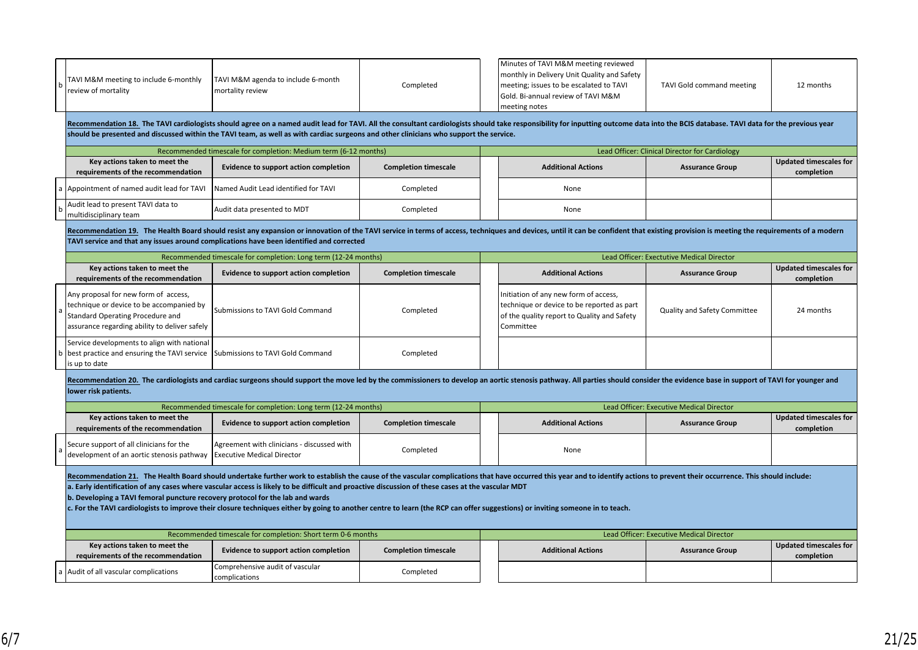| | Key actions taken to meet the requirements of the recommendation | Evidence to support action completion | Completion timescale | Additional Actions | Assurance Group | Updated timescales for completion |
|---|---|---|---|---|---|---|
| b | TAVI M&M meeting to include 6-monthly review of mortality | TAVI M&M agenda to include 6-month mortality review | Completed | Minutes of TAVI M&M meeting reviewed monthly in Delivery Unit Quality and Safety meeting; issues to be escalated to TAVI Gold. Bi-annual review of TAVI M&M meeting notes | TAVI Gold command meeting | 12 months |

**Recommendation 18. The TAVI cardiologists should agree on a named audit lead for TAVI. All the consultant cardiologists should take responsibility for inputting outcome data into the BCIS database. TAVI data for the previous year should be presented and discussed within the TAVI team, as well as with cardiac surgeons and other clinicians who support the service.**

Recommended timescale for completion: Medium term (6-12 months) — Lead Officer: Clinical Director for Cardiology

| | Key actions taken to meet the requirements of the recommendation | Evidence to support action completion | Completion timescale | Additional Actions | Assurance Group | Updated timescales for completion |
|---|---|---|---|---|---|---|
| a | Appointment of named audit lead for TAVI | Named Audit Lead identified for TAVI | Completed | None | | |
| b | Audit lead to present TAVI data to multidisciplinary team | Audit data presented to MDT | Completed | None | | |

**Recommendation 19. The Health Board should resist any expansion or innovation of the TAVI service in terms of access, techniques and devices, until it can be confident that existing provision is meeting the requirements of a modern TAVI service and that any issues around complications have been identified and corrected**

Recommended timescale for completion: Long term (12-24 months) — Lead Officer: Exectuive Medical Director

| | Key actions taken to meet the requirements of the recommendation | Evidence to support action completion | Completion timescale | Additional Actions | Assurance Group | Updated timescales for completion |
|---|---|---|---|---|---|---|
| a | Any proposal for new form of access, technique or device to be accompanied by Standard Operating Procedure and assurance regarding ability to deliver safely | Submissions to TAVI Gold Command | Completed | Initiation of any new form of access, technique or device to be reported as part of the quality report to Quality and Safety Committee | Quality and Safety Committee | 24 months |
| b | Service developments to align with national best practice and ensuring the TAVI service is up to date | Submissions to TAVI Gold Command | Completed | | | |

**Recommendation 20. The cardiologists and cardiac surgeons should support the move led by the commissioners to develop an aortic stenosis pathway. All parties should consider the evidence base in support of TAVI for younger and lower risk patients.**

Recommended timescale for completion: Long term (12-24 months) — Lead Officer: Executive Medical Director

| | Key actions taken to meet the requirements of the recommendation | Evidence to support action completion | Completion timescale | Additional Actions | Assurance Group | Updated timescales for completion |
|---|---|---|---|---|---|---|
| a | Secure support of all clinicians for the development of an aortic stenosis pathway | Agreement with clinicians - discussed with Executive Medical Director | Completed | None | | |

**Recommendation 21. The Health Board should undertake further work to establish the cause of the vascular complications that have occurred this year and to identify actions to prevent their occurrence. This should include:**
**a. Early identification of any cases where vascular access is likely to be difficult and proactive discussion of these cases at the vascular MDT**
**b. Developing a TAVI femoral puncture recovery protocol for the lab and wards**
**c. For the TAVI cardiologists to improve their closure techniques either by going to another centre to learn (the RCP can offer suggestions) or inviting someone in to teach.**

Recommended timescale for completion: Short term 0-6 months — Lead Officer: Executive Medical Director

| | Key actions taken to meet the requirements of the recommendation | Evidence to support action completion | Completion timescale | Additional Actions | Assurance Group | Updated timescales for completion |
|---|---|---|---|---|---|---|
| a | Audit of all vascular complications | Comprehensive audit of vascular complications | Completed | | | |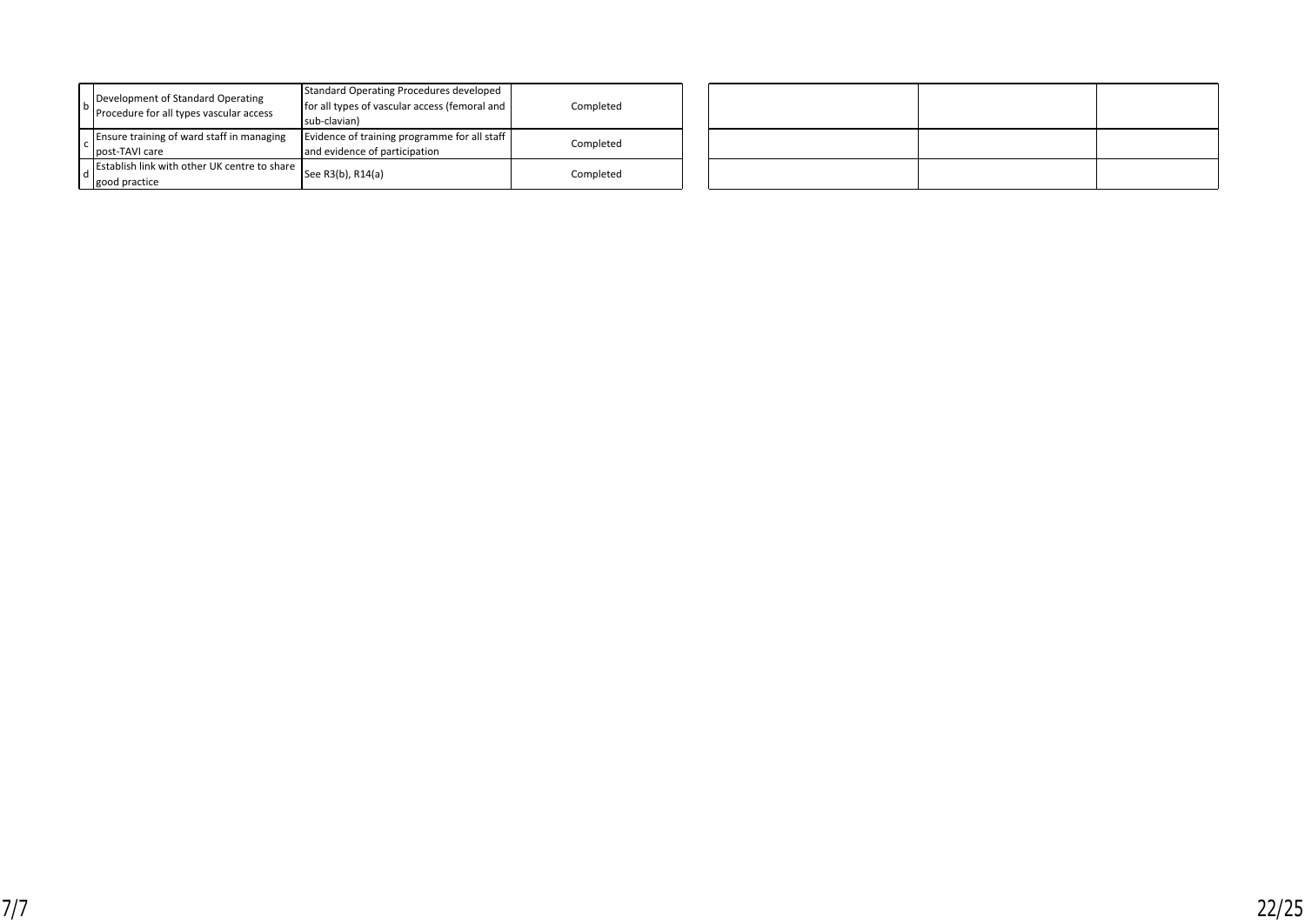| | | | | | | |
|---|---|---|---|---|---|---|
| b | Development of Standard Operating Procedure for all types vascular access | Standard Operating Procedures developed for all types of vascular access (femoral and sub-clavian) | Completed | | | |
| c | Ensure training of ward staff in managing post-TAVI care | Evidence of training programme for all staff and evidence of participation | Completed | | | |
| d | Establish link with other UK centre to share good practice | See R3(b), R14(a) | Completed | | | |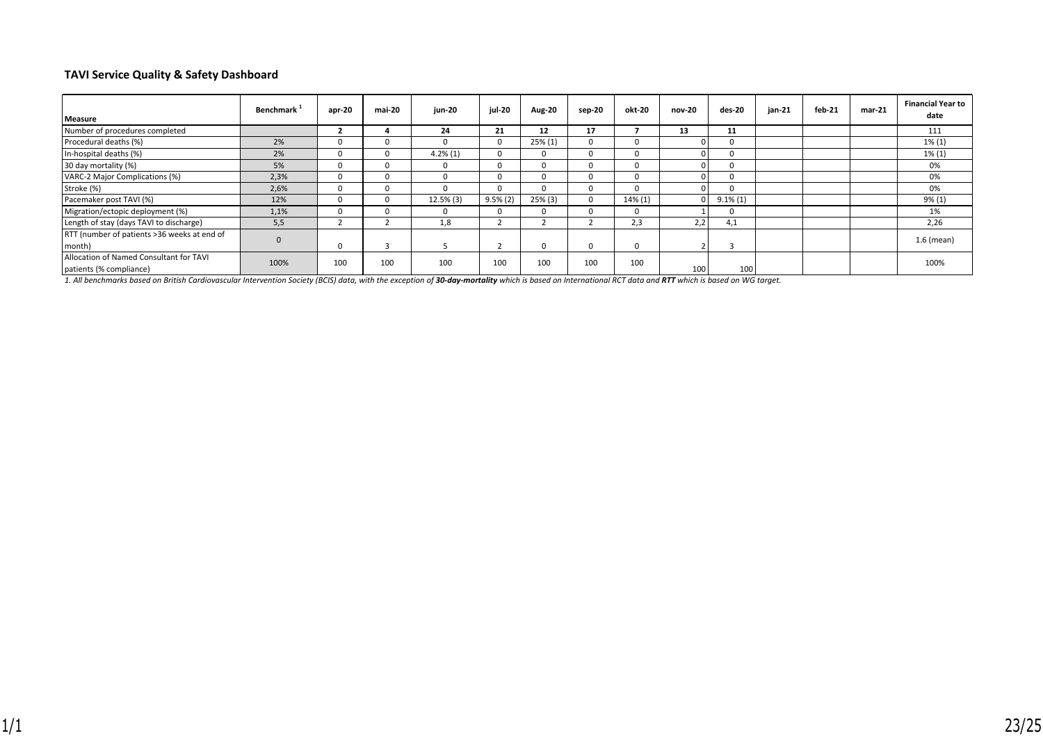## TAVI Service Quality & Safety Dashboard

| Measure | Benchmark [1] | apr-20 | mai-20 | jun-20 | jul-20 | Aug-20 | sep-20 | okt-20 | nov-20 | des-20 | jan-21 | feb-21 | mar-21 | Financial Year to date |
|---|---|---|---|---|---|---|---|---|---|---|---|---|---|---|
| Number of procedures completed | | **2** | **4** | **24** | **21** | **12** | **17** | **7** | **13** | **11** | | | | 111 |
| Procedural deaths (%) | 2% | 0 | 0 | 0 | 0 | 25% (1) | 0 | 0 | 0 | 0 | | | | 1% (1) |
| In-hospital deaths (%) | 2% | 0 | 0 | 4.2% (1) | 0 | 0 | 0 | 0 | 0 | 0 | | | | 1% (1) |
| 30 day mortality (%) | 5% | 0 | 0 | 0 | 0 | 0 | 0 | 0 | 0 | 0 | | | | 0% |
| VARC-2 Major Complications (%) | 2,3% | 0 | 0 | 0 | 0 | 0 | 0 | 0 | 0 | 0 | | | | 0% |
| Stroke (%) | 2,6% | 0 | 0 | 0 | 0 | 0 | 0 | 0 | 0 | 0 | | | | 0% |
| Pacemaker post TAVI (%) | 12% | 0 | 0 | 12.5% (3) | 9.5% (2) | 25% (3) | 0 | 14% (1) | 0 | 9.1% (1) | | | | 9% (1) |
| Migration/ectopic deployment (%) | 1,1% | 0 | 0 | 0 | 0 | 0 | 0 | 0 | 1 | 0 | | | | 1% |
| Length of stay (days TAVI to discharge) | 5,5 | 2 | 2 | 1,8 | 2 | 2 | 2 | 2,3 | 2,2 | 4,1 | | | | 2,26 |
| RTT (number of patients >36 weeks at end of month) | 0 | 0 | 3 | 5 | 2 | 0 | 0 | 0 | 2 | 3 | | | | 1.6 (mean) |
| Allocation of Named Consultant for TAVI patients (% compliance) | 100% | 100 | 100 | 100 | 100 | 100 | 100 | 100 | 100 | 100 | | | | 100% |

*1. All benchmarks based on British Cardiovascular Intervention Society (BCIS) data, with the exception of **30-day-mortality** which is based on International RCT data and **RTT** which is based on WG target.*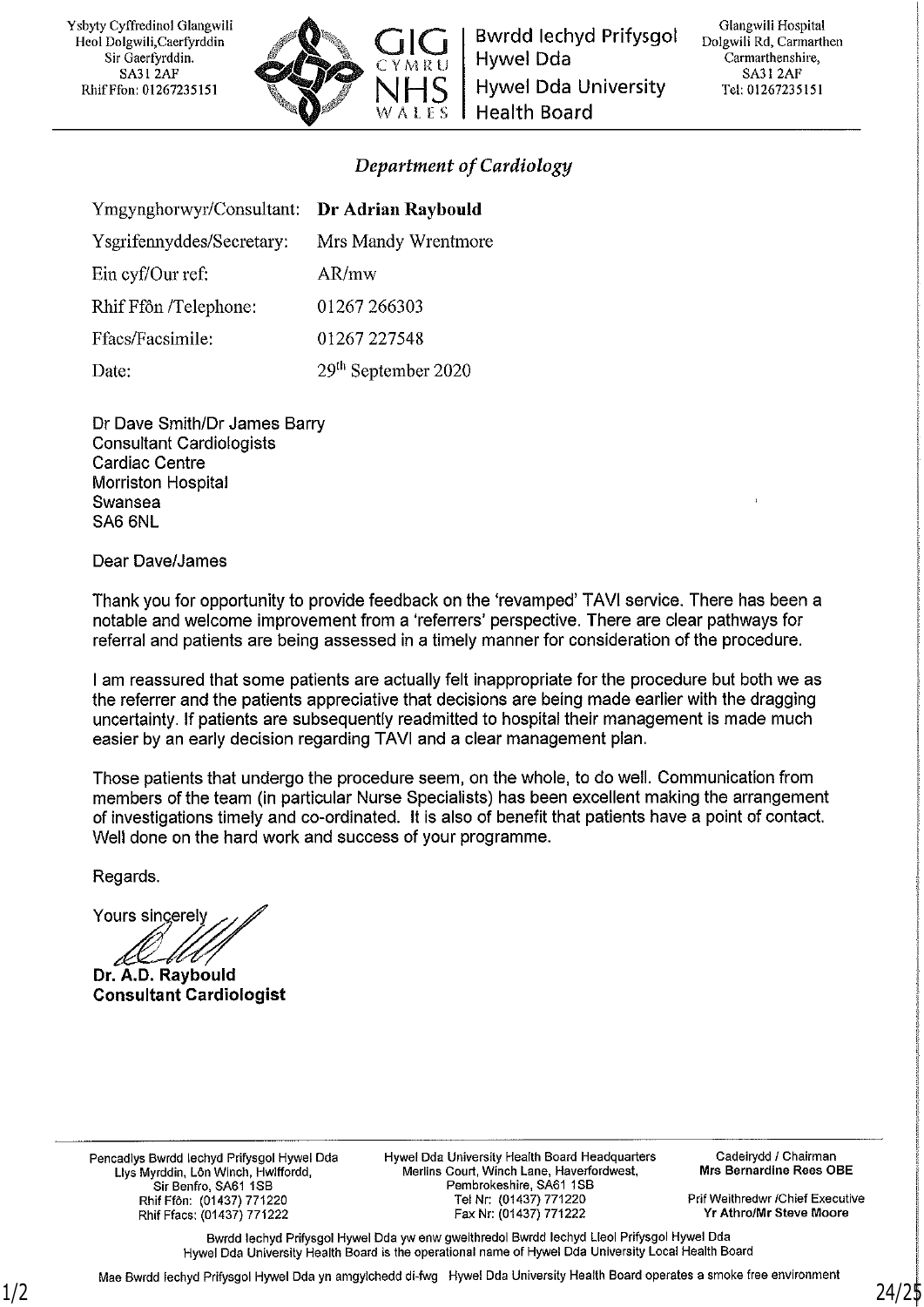Ysbyty Cyffredinol Glangwili
Heol Dolgwili, Caerfyrddin
Sir Gaerfyrddin.
SA31 2AF
Rhif Ffon: 01267235151

GIG CYMRU NHS WALES | Bwrdd Iechyd Prifysgol Hywel Dda | Hywel Dda University Health Board

Glangwili Hospital
Dolgwili Rd, Carmarthen
Carmarthenshire,
SA31 2AF
Tel: 01267235151

## *Department of Cardiology*

| | |
|---|---|
| Ymgynghorwyr/Consultant: | **Dr Adrian Raybould** |
| Ysgrifennyddes/Secretary: | Mrs Mandy Wrentmore |
| Ein cyf/Our ref: | AR/mw |
| Rhif Ffôn /Telephone: | 01267 266303 |
| Ffacs/Facsimile: | 01267 227548 |
| Date: | 29th September 2020 |

Dr Dave Smith/Dr James Barry
Consultant Cardiologists
Cardiac Centre
Morriston Hospital
Swansea
SA6 6NL

Dear Dave/James

Thank you for opportunity to provide feedback on the 'revamped' TAVI service. There has been a notable and welcome improvement from a 'referrers' perspective. There are clear pathways for referral and patients are being assessed in a timely manner for consideration of the procedure.

I am reassured that some patients are actually felt inappropriate for the procedure but both we as the referrer and the patients appreciative that decisions are being made earlier with the dragging uncertainty. If patients are subsequently readmitted to hospital their management is made much easier by an early decision regarding TAVI and a clear management plan.

Those patients that undergo the procedure seem, on the whole, to do well. Communication from members of the team (in particular Nurse Specialists) has been excellent making the arrangement of investigations timely and co-ordinated. It is also of benefit that patients have a point of contact. Well done on the hard work and success of your programme.

Regards.

Yours sincerely

**Dr. A.D. Raybould**
**Consultant Cardiologist**

Pencadlys Bwrdd Iechyd Prifysgol Hywel Dda
Llys Myrddin, Lôn Winch, Hwlffordd,
Sir Benfro, SA61 1SB
Rhif Ffôn: (01437) 771220
Rhif Ffacs: (01437) 771222

Hywel Dda University Health Board Headquarters
Merlins Court, Winch Lane, Haverfordwest,
Pembrokeshire, SA61 1SB
Tel Nr: (01437) 771220
Fax Nr: (01437) 771222

Cadeirydd / Chairman
**Mrs Bernardine Rees OBE**

Prif Weithredwr /Chief Executive
**Yr Athro/Mr Steve Moore**

Bwrdd Iechyd Prifysgol Hywel Dda yw enw gweithredol Bwrdd Iechyd Lleol Prifysgol Hywel Dda
Hywel Dda University Health Board is the operational name of Hywel Dda University Local Health Board

Mae Bwrdd Iechyd Prifysgol Hywel Dda yn amgylchedd di-fwg Hywel Dda University Health Board operates a smoke free environment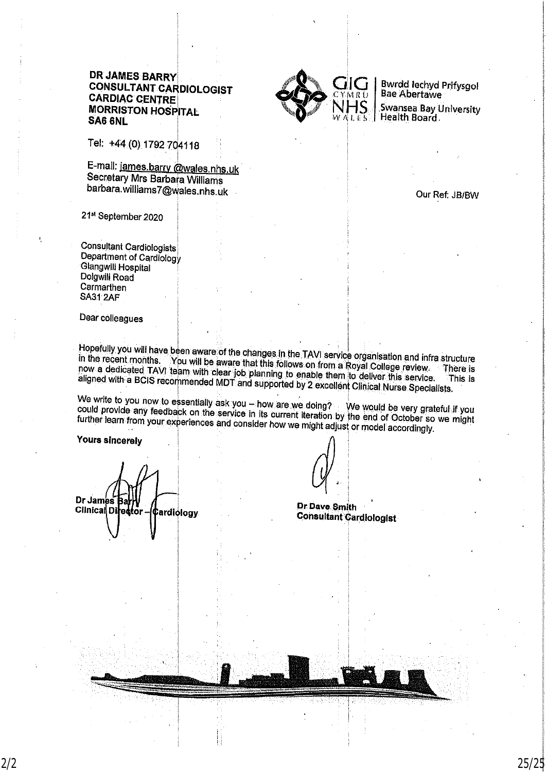**DR JAMES BARRY**
**CONSULTANT CARDIOLOGIST**
**CARDIAC CENTRE**
**MORRISTON HOSPITAL**
**SA6 6NL**

GIG CYMRU NHS WALES | Bwrdd Iechyd Prifysgol Bae Abertawe
Swansea Bay University Health Board

Tel: +44 (0) 1792 704118

E-mail: james.barry @wales.nhs.uk
Secretary Mrs Barbara Williams
barbara.williams7@wales.nhs.uk

Our Ref: JB/BW

21st September 2020

Consultant Cardiologists
Department of Cardiology
Glangwili Hospital
Dolgwili Road
Carmarthen
SA31 2AF

Dear colleagues

Hopefully you will have been aware of the changes in the TAVI service organisation and infra structure in the recent months. You will be aware that this follows on from a Royal College review. There is now a dedicated TAVI team with clear job planning to enable them to deliver this service. This is aligned with a BCIS recommended MDT and supported by 2 excellent Clinical Nurse Specialists.

We write to you now to essentially ask you – how are we doing? We would be very grateful if you could provide any feedback on the service in its current iteration by the end of October so we might further learn from your experiences and consider how we might adjust or model accordingly.

**Yours sincerely**

**Dr James Barry**
**Clinical Director – Cardiology**

**Dr Dave Smith**
**Consultant Cardiologist**